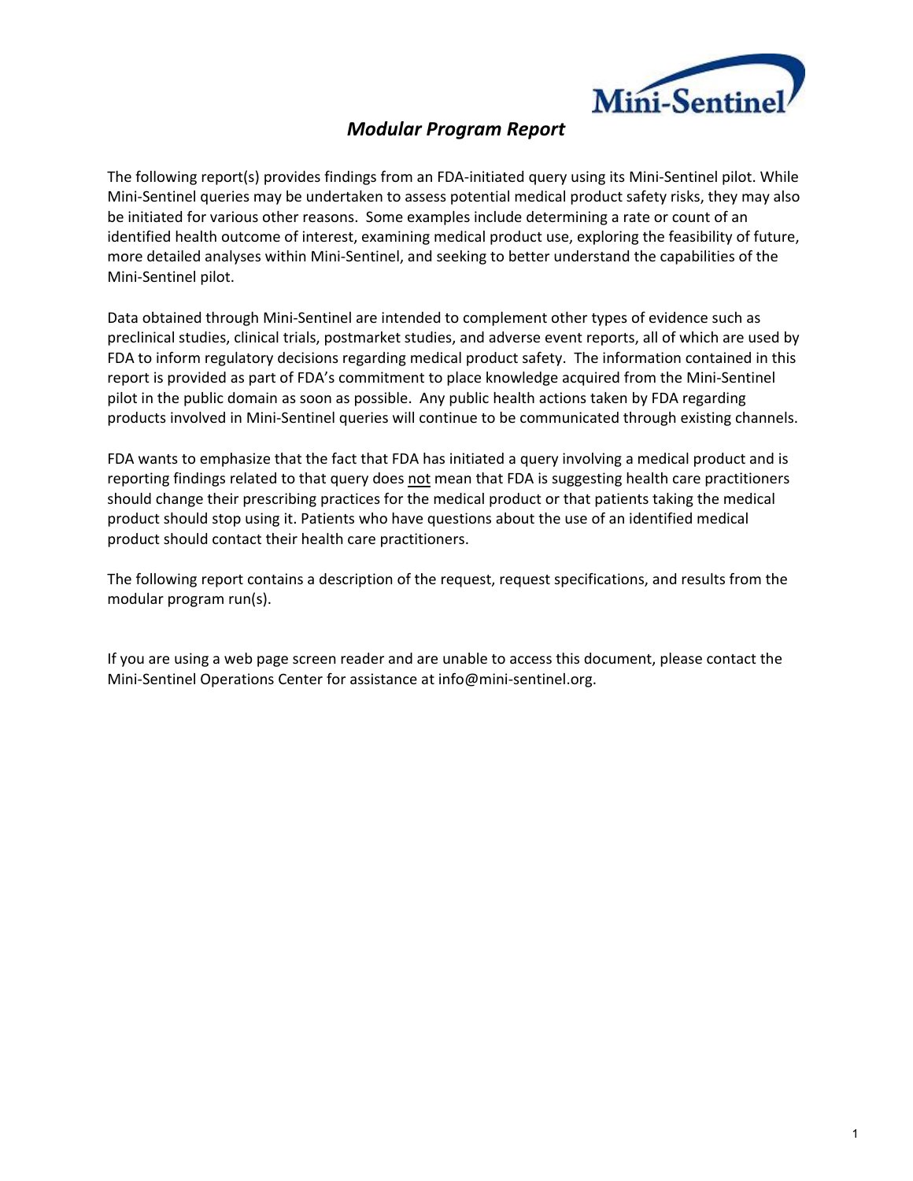# *Modular Program Report*

The following report(s) provides findings from an FDA-initiated query using its Mini-Sentinel pilot. While Mini-Sentinel queries may be undertaken to assess potential medical product safety risks, they may also be initiated for various other reasons. Some examples include determining a rate or count of an identified health outcome of interest, examining medical product use, exploring the feasibility of future, more detailed analyses within Mini-Sentinel, and seeking to better understand the capabilities of the Mini-Sentinel pilot.

Data obtained through Mini-Sentinel are intended to complement other types of evidence such as preclinical studies, clinical trials, postmarket studies, and adverse event reports, all of which are used by FDA to inform regulatory decisions regarding medical product safety. The information contained in this report is provided as part of FDA's commitment to place knowledge acquired from the Mini-Sentinel pilot in the public domain as soon as possible. Any public health actions taken by FDA regarding products involved in Mini-Sentinel queries will continue to be communicated through existing channels.

FDA wants to emphasize that the fact that FDA has initiated a query involving a medical product and is reporting findings related to that query does not mean that FDA is suggesting health care practitioners should change their prescribing practices for the medical product or that patients taking the medical product should stop using it. Patients who have questions about the use of an identified medical product should contact their health care practitioners.

The following report contains a description of the request, request specifications, and results from the modular program run(s).

If you are using a web page screen reader and are unable to access this document, please contact the Mini-Sentinel Operations Center for assistance at info@mini-sentinel.org.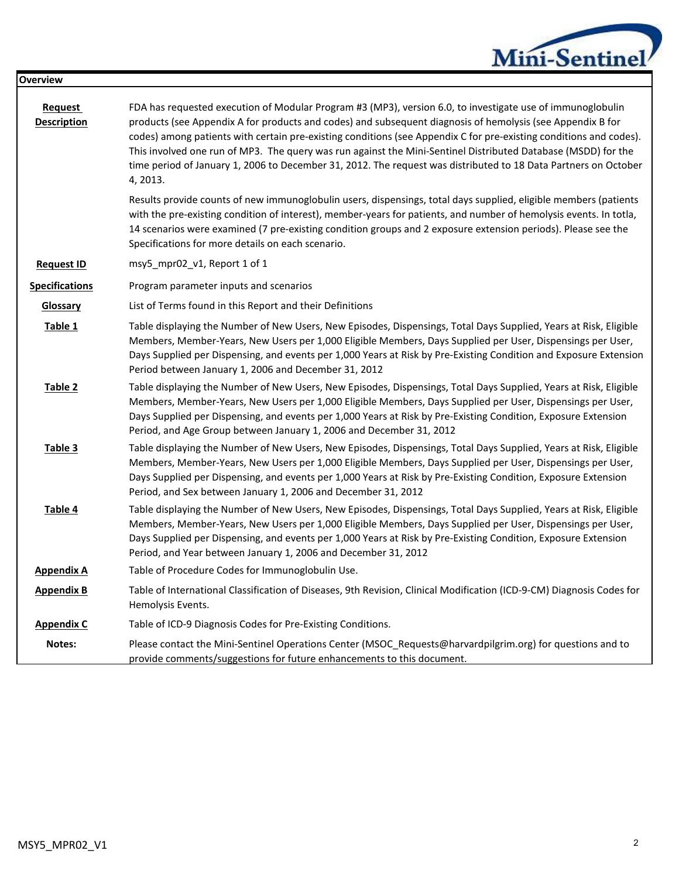## Overview

| | |
|---|---|
| **Request Description** | FDA has requested execution of Modular Program #3 (MP3), version 6.0, to investigate use of immunoglobulin products (see Appendix A for products and codes) and subsequent diagnosis of hemolysis (see Appendix B for codes) among patients with certain pre-existing conditions (see Appendix C for pre-existing conditions and codes). This involved one run of MP3. The query was run against the Mini-Sentinel Distributed Database (MSDD) for the time period of January 1, 2006 to December 31, 2012. The request was distributed to 18 Data Partners on October 4, 2013.<br><br>Results provide counts of new immunoglobulin users, dispensings, total days supplied, eligible members (patients with the pre-existing condition of interest), member-years for patients, and number of hemolysis events. In totla, 14 scenarios were examined (7 pre-existing condition groups and 2 exposure extension periods). Please see the Specifications for more details on each scenario. |
| **Request ID** | msy5_mpr02_v1, Report 1 of 1 |
| **Specifications** | Program parameter inputs and scenarios |
| **Glossary** | List of Terms found in this Report and their Definitions |
| **Table 1** | Table displaying the Number of New Users, New Episodes, Dispensings, Total Days Supplied, Years at Risk, Eligible Members, Member-Years, New Users per 1,000 Eligible Members, Days Supplied per User, Dispensings per User, Days Supplied per Dispensing, and events per 1,000 Years at Risk by Pre-Existing Condition and Exposure Extension Period between January 1, 2006 and December 31, 2012 |
| **Table 2** | Table displaying the Number of New Users, New Episodes, Dispensings, Total Days Supplied, Years at Risk, Eligible Members, Member-Years, New Users per 1,000 Eligible Members, Days Supplied per User, Dispensings per User, Days Supplied per Dispensing, and events per 1,000 Years at Risk by Pre-Existing Condition, Exposure Extension Period, and Age Group between January 1, 2006 and December 31, 2012 |
| **Table 3** | Table displaying the Number of New Users, New Episodes, Dispensings, Total Days Supplied, Years at Risk, Eligible Members, Member-Years, New Users per 1,000 Eligible Members, Days Supplied per User, Dispensings per User, Days Supplied per Dispensing, and events per 1,000 Years at Risk by Pre-Existing Condition, Exposure Extension Period, and Sex between January 1, 2006 and December 31, 2012 |
| **Table 4** | Table displaying the Number of New Users, New Episodes, Dispensings, Total Days Supplied, Years at Risk, Eligible Members, Member-Years, New Users per 1,000 Eligible Members, Days Supplied per User, Dispensings per User, Days Supplied per Dispensing, and events per 1,000 Years at Risk by Pre-Existing Condition, Exposure Extension Period, and Year between January 1, 2006 and December 31, 2012 |
| **Appendix A** | Table of Procedure Codes for Immunoglobulin Use. |
| **Appendix B** | Table of International Classification of Diseases, 9th Revision, Clinical Modification (ICD-9-CM) Diagnosis Codes for Hemolysis Events. |
| **Appendix C** | Table of ICD-9 Diagnosis Codes for Pre-Existing Conditions. |
| **Notes:** | Please contact the Mini-Sentinel Operations Center (MSOC_Requests@harvardpilgrim.org) for questions and to provide comments/suggestions for future enhancements to this document. |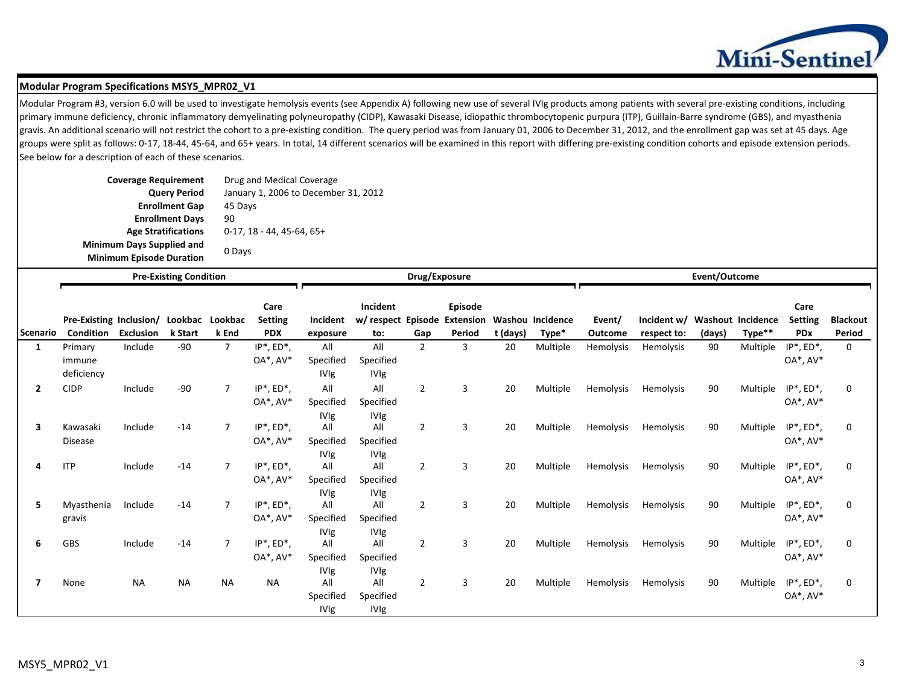## Modular Program Specifications MSY5_MPR02_V1

Modular Program #3, version 6.0 will be used to investigate hemolysis events (see Appendix A) following new use of several IVIg products among patients with several pre-existing conditions, including primary immune deficiency, chronic inflammatory demyelinating polyneuropathy (CIDP), Kawasaki Disease, idiopathic thrombocytopenic purpura (ITP), Guillain-Barre syndrome (GBS), and myasthenia gravis. An additional scenario will not restrict the cohort to a pre-existing condition. The query period was from January 01, 2006 to December 31, 2012, and the enrollment gap was set at 45 days. Age groups were split as follows: 0-17, 18-44, 45-64, and 65+ years. In total, 14 different scenarios will be examined in this report with differing pre-existing condition cohorts and episode extension periods. See below for a description of each of these scenarios.

| | |
|---|---|
| **Coverage Requirement** | Drug and Medical Coverage |
| **Query Period** | January 1, 2006 to December 31, 2012 |
| **Enrollment Gap** | 45 Days |
| **Enrollment Days** | 90 |
| **Age Stratifications** | 0-17, 18 - 44, 45-64, 65+ |
| **Minimum Days Supplied and Minimum Episode Duration** | 0 Days |

| | Pre-Existing Condition | | | | | Drug/Exposure | | | | | | Event/Outcome | | | | | |
|---|---|---|---|---|---|---|---|---|---|---|---|---|---|---|---|---|---|
| **Scenario** | **Pre-Existing Condition** | **Inclusion/ Exclusion** | **Lookback Start** | **Lookback End** | **Care Setting PDX** | **Incident exposure** | **Incident w/ respect to:** | **Episode Gap** | **Episode Extension Period** | **Washout (days)** | **Incidence Type*** | **Event/ Outcome** | **Incident w/ respect to:** | **Washout (days)** | **Incidence Type**** | **Care Setting PDx** | **Blackout Period** |
| 1 | Primary immune deficiency | Include | -90 | 7 | IP*, ED*, OA*, AV* | All Specified IVIg | All Specified IVIg | 2 | 3 | 20 | Multiple | Hemolysis | Hemolysis | 90 | Multiple | IP*, ED*, OA*, AV* | 0 |
| 2 | CIDP | Include | -90 | 7 | IP*, ED*, OA*, AV* | All Specified IVIg | All Specified IVIg | 2 | 3 | 20 | Multiple | Hemolysis | Hemolysis | 90 | Multiple | IP*, ED*, OA*, AV* | 0 |
| 3 | Kawasaki Disease | Include | -14 | 7 | IP*, ED*, OA*, AV* | All Specified IVIg | All Specified IVIg | 2 | 3 | 20 | Multiple | Hemolysis | Hemolysis | 90 | Multiple | IP*, ED*, OA*, AV* | 0 |
| 4 | ITP | Include | -14 | 7 | IP*, ED*, OA*, AV* | All Specified IVIg | All Specified IVIg | 2 | 3 | 20 | Multiple | Hemolysis | Hemolysis | 90 | Multiple | IP*, ED*, OA*, AV* | 0 |
| 5 | Myasthenia gravis | Include | -14 | 7 | IP*, ED*, OA*, AV* | All Specified IVIg | All Specified IVIg | 2 | 3 | 20 | Multiple | Hemolysis | Hemolysis | 90 | Multiple | IP*, ED*, OA*, AV* | 0 |
| 6 | GBS | Include | -14 | 7 | IP*, ED*, OA*, AV* | All Specified IVIg | All Specified IVIg | 2 | 3 | 20 | Multiple | Hemolysis | Hemolysis | 90 | Multiple | IP*, ED*, OA*, AV* | 0 |
| 7 | None | NA | NA | NA | NA | All Specified IVIg | All Specified IVIg | 2 | 3 | 20 | Multiple | Hemolysis | Hemolysis | 90 | Multiple | IP*, ED*, OA*, AV* | 0 |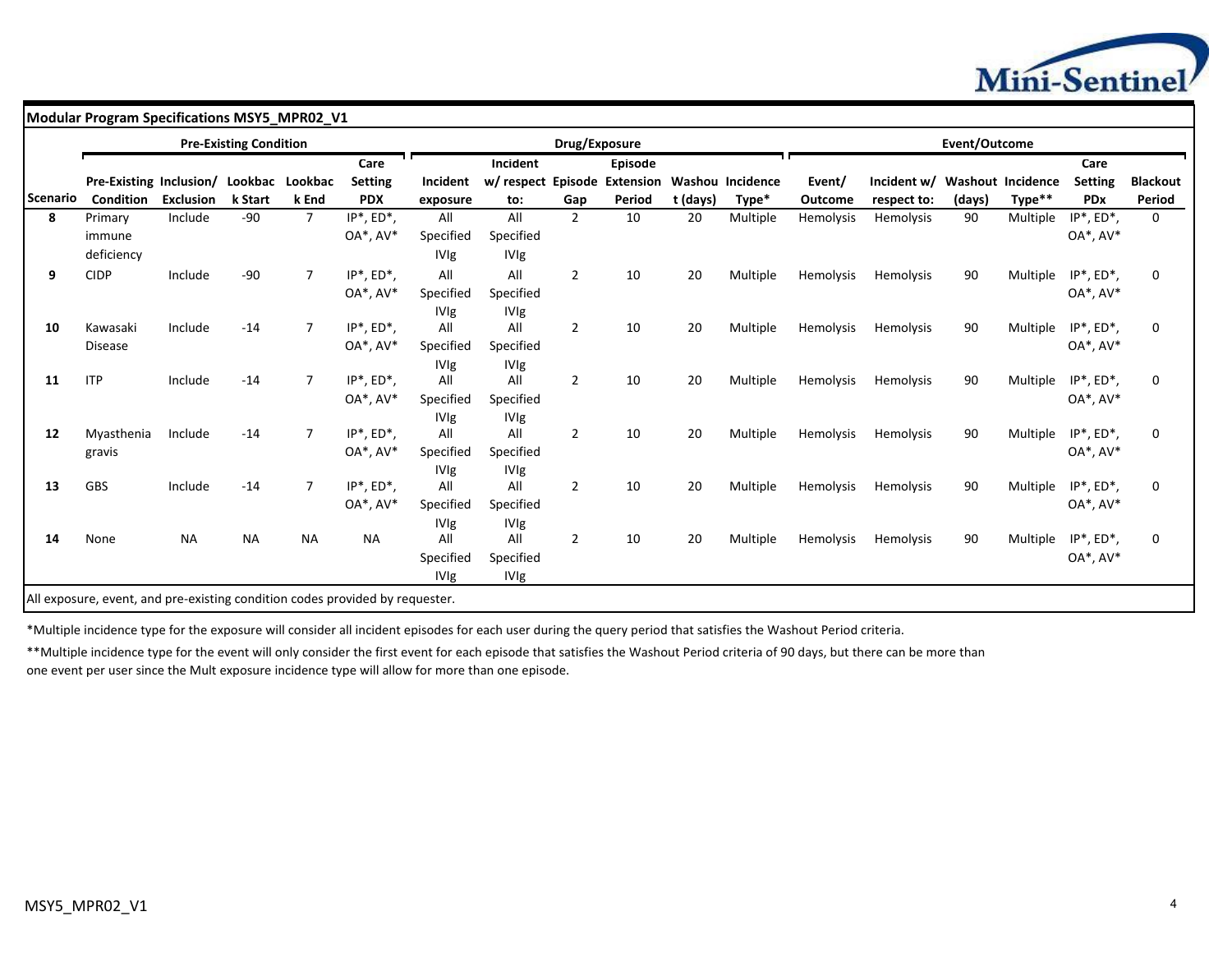**Modular Program Specifications MSY5_MPR02_V1**

| | Pre-Existing Condition | | | | | Drug/Exposure | | | | | | Event/Outcome | | | | | |
|---|---|---|---|---|---|---|---|---|---|---|---|---|---|---|---|---|---|
| Scenario | Pre-Existing Condition | Inclusion/ Exclusion | Lookback Start | Lookback End | Care Setting PDX | Incident exposure | Incident w/ respect to: | Episode Gap | Episode Extension Period | Washout (days) | Incidence Type* | Event/ Outcome | Incident w/ respect to: | Washout (days) | Incidence Type** | Care Setting PDx | Blackout Period |
| 8 | Primary immune deficiency | Include | -90 | 7 | IP*, ED*, OA*, AV* | All Specified IVIg | All Specified IVIg | 2 | 10 | 20 | Multiple | Hemolysis | Hemolysis | 90 | Multiple | IP*, ED*, OA*, AV* | 0 |
| 9 | CIDP | Include | -90 | 7 | IP*, ED*, OA*, AV* | All Specified IVIg | All Specified IVIg | 2 | 10 | 20 | Multiple | Hemolysis | Hemolysis | 90 | Multiple | IP*, ED*, OA*, AV* | 0 |
| 10 | Kawasaki Disease | Include | -14 | 7 | IP*, ED*, OA*, AV* | All Specified IVIg | All Specified IVIg | 2 | 10 | 20 | Multiple | Hemolysis | Hemolysis | 90 | Multiple | IP*, ED*, OA*, AV* | 0 |
| 11 | ITP | Include | -14 | 7 | IP*, ED*, OA*, AV* | All Specified IVIg | All Specified IVIg | 2 | 10 | 20 | Multiple | Hemolysis | Hemolysis | 90 | Multiple | IP*, ED*, OA*, AV* | 0 |
| 12 | Myasthenia gravis | Include | -14 | 7 | IP*, ED*, OA*, AV* | All Specified IVIg | All Specified IVIg | 2 | 10 | 20 | Multiple | Hemolysis | Hemolysis | 90 | Multiple | IP*, ED*, OA*, AV* | 0 |
| 13 | GBS | Include | -14 | 7 | IP*, ED*, OA*, AV* | All Specified IVIg | All Specified IVIg | 2 | 10 | 20 | Multiple | Hemolysis | Hemolysis | 90 | Multiple | IP*, ED*, OA*, AV* | 0 |
| 14 | None | NA | NA | NA | NA | All Specified IVIg | All Specified IVIg | 2 | 10 | 20 | Multiple | Hemolysis | Hemolysis | 90 | Multiple | IP*, ED*, OA*, AV* | 0 |

All exposure, event, and pre-existing condition codes provided by requester.

*Multiple incidence type for the exposure will consider all incident episodes for each user during the query period that satisfies the Washout Period criteria.

**Multiple incidence type for the event will only consider the first event for each episode that satisfies the Washout Period criteria of 90 days, but there can be more than one event per user since the Mult exposure incidence type will allow for more than one episode.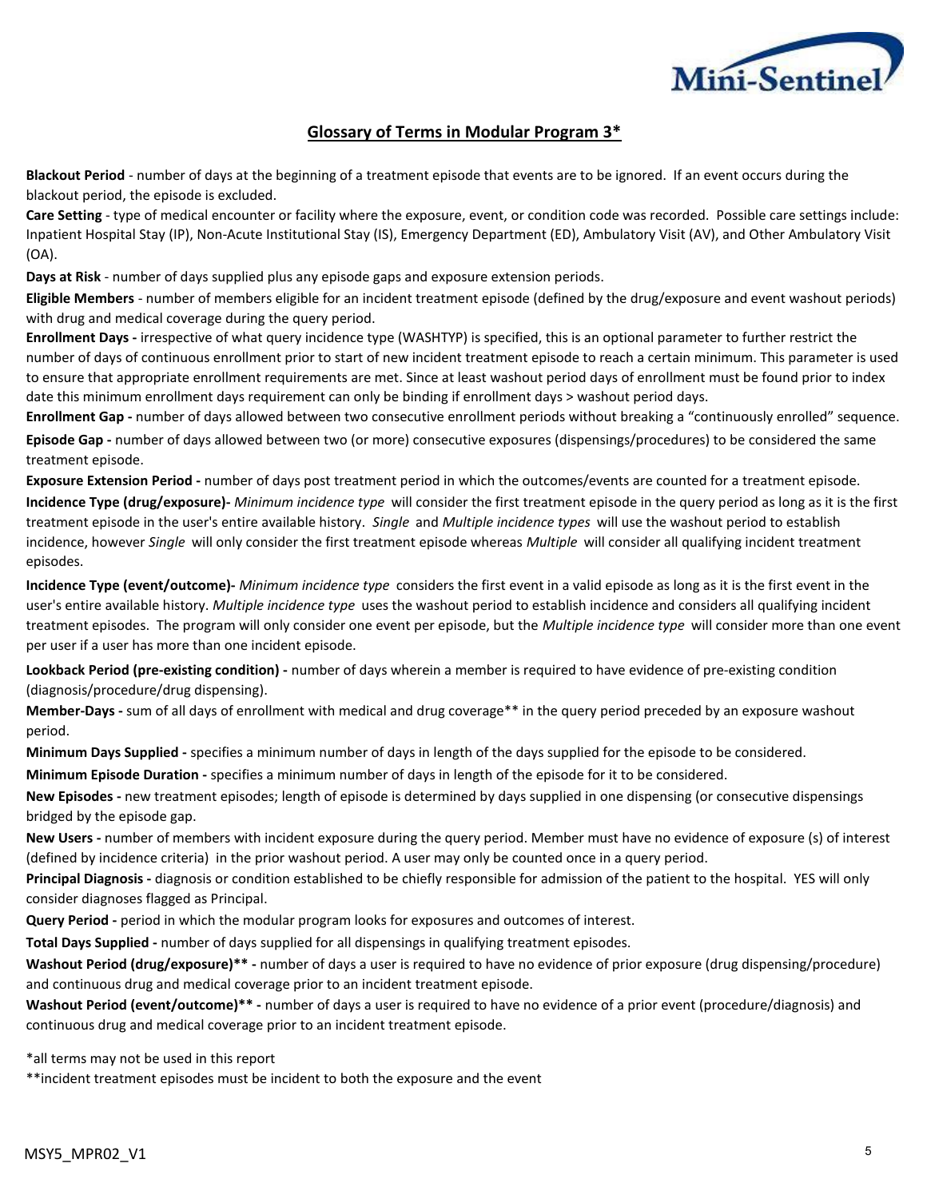## Glossary of Terms in Modular Program 3*

**Blackout Period** - number of days at the beginning of a treatment episode that events are to be ignored. If an event occurs during the blackout period, the episode is excluded.

**Care Setting** - type of medical encounter or facility where the exposure, event, or condition code was recorded. Possible care settings include: Inpatient Hospital Stay (IP), Non-Acute Institutional Stay (IS), Emergency Department (ED), Ambulatory Visit (AV), and Other Ambulatory Visit (OA).

**Days at Risk** - number of days supplied plus any episode gaps and exposure extension periods.

**Eligible Members** - number of members eligible for an incident treatment episode (defined by the drug/exposure and event washout periods) with drug and medical coverage during the query period.

**Enrollment Days -** irrespective of what query incidence type (WASHTYP) is specified, this is an optional parameter to further restrict the number of days of continuous enrollment prior to start of new incident treatment episode to reach a certain minimum. This parameter is used to ensure that appropriate enrollment requirements are met. Since at least washout period days of enrollment must be found prior to index date this minimum enrollment days requirement can only be binding if enrollment days > washout period days.

**Enrollment Gap -** number of days allowed between two consecutive enrollment periods without breaking a "continuously enrolled" sequence.

**Episode Gap -** number of days allowed between two (or more) consecutive exposures (dispensings/procedures) to be considered the same treatment episode.

**Exposure Extension Period -** number of days post treatment period in which the outcomes/events are counted for a treatment episode.

**Incidence Type (drug/exposure)-** *Minimum incidence type* will consider the first treatment episode in the query period as long as it is the first treatment episode in the user's entire available history. *Single* and *Multiple incidence types* will use the washout period to establish incidence, however *Single* will only consider the first treatment episode whereas *Multiple* will consider all qualifying incident treatment episodes.

**Incidence Type (event/outcome)-** *Minimum incidence type* considers the first event in a valid episode as long as it is the first event in the user's entire available history. *Multiple incidence type* uses the washout period to establish incidence and considers all qualifying incident treatment episodes. The program will only consider one event per episode, but the *Multiple incidence type* will consider more than one event per user if a user has more than one incident episode.

**Lookback Period (pre-existing condition) -** number of days wherein a member is required to have evidence of pre-existing condition (diagnosis/procedure/drug dispensing).

**Member-Days -** sum of all days of enrollment with medical and drug coverage** in the query period preceded by an exposure washout period.

**Minimum Days Supplied -** specifies a minimum number of days in length of the days supplied for the episode to be considered.

**Minimum Episode Duration -** specifies a minimum number of days in length of the episode for it to be considered.

**New Episodes -** new treatment episodes; length of episode is determined by days supplied in one dispensing (or consecutive dispensings bridged by the episode gap.

**New Users -** number of members with incident exposure during the query period. Member must have no evidence of exposure (s) of interest (defined by incidence criteria) in the prior washout period. A user may only be counted once in a query period.

**Principal Diagnosis -** diagnosis or condition established to be chiefly responsible for admission of the patient to the hospital. YES will only consider diagnoses flagged as Principal.

**Query Period -** period in which the modular program looks for exposures and outcomes of interest.

**Total Days Supplied -** number of days supplied for all dispensings in qualifying treatment episodes.

**Washout Period (drug/exposure)** -** number of days a user is required to have no evidence of prior exposure (drug dispensing/procedure) and continuous drug and medical coverage prior to an incident treatment episode.

**Washout Period (event/outcome)** -** number of days a user is required to have no evidence of a prior event (procedure/diagnosis) and continuous drug and medical coverage prior to an incident treatment episode.

*all terms may not be used in this report

**incident treatment episodes must be incident to both the exposure and the event

MSY5_MPR02_V1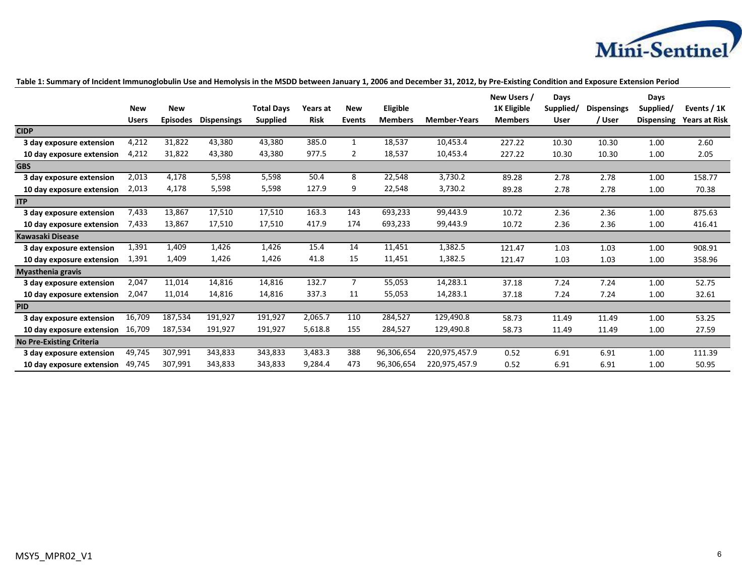**Table 1: Summary of Incident Immunoglobulin Use and Hemolysis in the MSDD between January 1, 2006 and December 31, 2012, by Pre-Existing Condition and Exposure Extension Period**

| | New Users | New Episodes | Dispensings | Total Days Supplied | Years at Risk | New Events | Eligible Members | Member-Years | New Users / 1K Eligible Members | Days Supplied/ User | Dispensings / User | Days Supplied/ Dispensing | Events / 1K Years at Risk |
|---|---|---|---|---|---|---|---|---|---|---|---|---|---|
| **CIDP** | | | | | | | | | | | | | |
| **3 day exposure extension** | 4,212 | 31,822 | 43,380 | 43,380 | 385.0 | 1 | 18,537 | 10,453.4 | 227.22 | 10.30 | 10.30 | 1.00 | 2.60 |
| **10 day exposure extension** | 4,212 | 31,822 | 43,380 | 43,380 | 977.5 | 2 | 18,537 | 10,453.4 | 227.22 | 10.30 | 10.30 | 1.00 | 2.05 |
| **GBS** | | | | | | | | | | | | | |
| **3 day exposure extension** | 2,013 | 4,178 | 5,598 | 5,598 | 50.4 | 8 | 22,548 | 3,730.2 | 89.28 | 2.78 | 2.78 | 1.00 | 158.77 |
| **10 day exposure extension** | 2,013 | 4,178 | 5,598 | 5,598 | 127.9 | 9 | 22,548 | 3,730.2 | 89.28 | 2.78 | 2.78 | 1.00 | 70.38 |
| **ITP** | | | | | | | | | | | | | |
| **3 day exposure extension** | 7,433 | 13,867 | 17,510 | 17,510 | 163.3 | 143 | 693,233 | 99,443.9 | 10.72 | 2.36 | 2.36 | 1.00 | 875.63 |
| **10 day exposure extension** | 7,433 | 13,867 | 17,510 | 17,510 | 417.9 | 174 | 693,233 | 99,443.9 | 10.72 | 2.36 | 2.36 | 1.00 | 416.41 |
| **Kawasaki Disease** | | | | | | | | | | | | | |
| **3 day exposure extension** | 1,391 | 1,409 | 1,426 | 1,426 | 15.4 | 14 | 11,451 | 1,382.5 | 121.47 | 1.03 | 1.03 | 1.00 | 908.91 |
| **10 day exposure extension** | 1,391 | 1,409 | 1,426 | 1,426 | 41.8 | 15 | 11,451 | 1,382.5 | 121.47 | 1.03 | 1.03 | 1.00 | 358.96 |
| **Myasthenia gravis** | | | | | | | | | | | | | |
| **3 day exposure extension** | 2,047 | 11,014 | 14,816 | 14,816 | 132.7 | 7 | 55,053 | 14,283.1 | 37.18 | 7.24 | 7.24 | 1.00 | 52.75 |
| **10 day exposure extension** | 2,047 | 11,014 | 14,816 | 14,816 | 337.3 | 11 | 55,053 | 14,283.1 | 37.18 | 7.24 | 7.24 | 1.00 | 32.61 |
| **PID** | | | | | | | | | | | | | |
| **3 day exposure extension** | 16,709 | 187,534 | 191,927 | 191,927 | 2,065.7 | 110 | 284,527 | 129,490.8 | 58.73 | 11.49 | 11.49 | 1.00 | 53.25 |
| **10 day exposure extension** | 16,709 | 187,534 | 191,927 | 191,927 | 5,618.8 | 155 | 284,527 | 129,490.8 | 58.73 | 11.49 | 11.49 | 1.00 | 27.59 |
| **No Pre-Existing Criteria** | | | | | | | | | | | | | |
| **3 day exposure extension** | 49,745 | 307,991 | 343,833 | 343,833 | 3,483.3 | 388 | 96,306,654 | 220,975,457.9 | 0.52 | 6.91 | 6.91 | 1.00 | 111.39 |
| **10 day exposure extension** | 49,745 | 307,991 | 343,833 | 343,833 | 9,284.4 | 473 | 96,306,654 | 220,975,457.9 | 0.52 | 6.91 | 6.91 | 1.00 | 50.95 |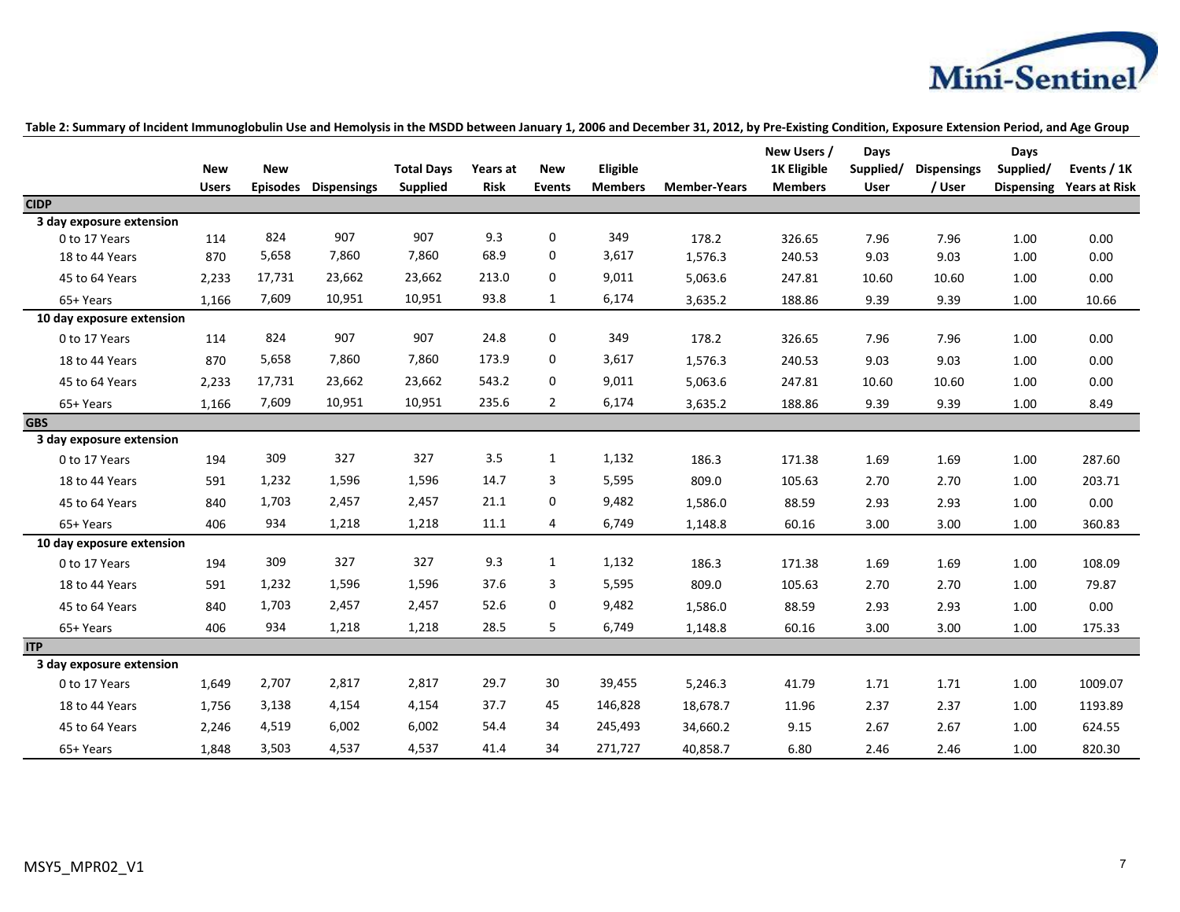**Table 2: Summary of Incident Immunoglobulin Use and Hemolysis in the MSDD between January 1, 2006 and December 31, 2012, by Pre-Existing Condition, Exposure Extension Period, and Age Group**

| | New Users | New Episodes | Dispensings | Total Days Supplied | Years at Risk | New Events | Eligible Members | Member-Years | New Users / 1K Eligible Members | Days Supplied/ User | Dispensings / User | Days Supplied/ Dispensing | Events / 1K Years at Risk |
|---|---|---|---|---|---|---|---|---|---|---|---|---|---|
| **CIDP** | | | | | | | | | | | | | |
| **3 day exposure extension** | | | | | | | | | | | | | |
| 0 to 17 Years | 114 | 824 | 907 | 907 | 9.3 | 0 | 349 | 178.2 | 326.65 | 7.96 | 7.96 | 1.00 | 0.00 |
| 18 to 44 Years | 870 | 5,658 | 7,860 | 7,860 | 68.9 | 0 | 3,617 | 1,576.3 | 240.53 | 9.03 | 9.03 | 1.00 | 0.00 |
| 45 to 64 Years | 2,233 | 17,731 | 23,662 | 23,662 | 213.0 | 0 | 9,011 | 5,063.6 | 247.81 | 10.60 | 10.60 | 1.00 | 0.00 |
| 65+ Years | 1,166 | 7,609 | 10,951 | 10,951 | 93.8 | 1 | 6,174 | 3,635.2 | 188.86 | 9.39 | 9.39 | 1.00 | 10.66 |
| **10 day exposure extension** | | | | | | | | | | | | | |
| 0 to 17 Years | 114 | 824 | 907 | 907 | 24.8 | 0 | 349 | 178.2 | 326.65 | 7.96 | 7.96 | 1.00 | 0.00 |
| 18 to 44 Years | 870 | 5,658 | 7,860 | 7,860 | 173.9 | 0 | 3,617 | 1,576.3 | 240.53 | 9.03 | 9.03 | 1.00 | 0.00 |
| 45 to 64 Years | 2,233 | 17,731 | 23,662 | 23,662 | 543.2 | 0 | 9,011 | 5,063.6 | 247.81 | 10.60 | 10.60 | 1.00 | 0.00 |
| 65+ Years | 1,166 | 7,609 | 10,951 | 10,951 | 235.6 | 2 | 6,174 | 3,635.2 | 188.86 | 9.39 | 9.39 | 1.00 | 8.49 |
| **GBS** | | | | | | | | | | | | | |
| **3 day exposure extension** | | | | | | | | | | | | | |
| 0 to 17 Years | 194 | 309 | 327 | 327 | 3.5 | 1 | 1,132 | 186.3 | 171.38 | 1.69 | 1.69 | 1.00 | 287.60 |
| 18 to 44 Years | 591 | 1,232 | 1,596 | 1,596 | 14.7 | 3 | 5,595 | 809.0 | 105.63 | 2.70 | 2.70 | 1.00 | 203.71 |
| 45 to 64 Years | 840 | 1,703 | 2,457 | 2,457 | 21.1 | 0 | 9,482 | 1,586.0 | 88.59 | 2.93 | 2.93 | 1.00 | 0.00 |
| 65+ Years | 406 | 934 | 1,218 | 1,218 | 11.1 | 4 | 6,749 | 1,148.8 | 60.16 | 3.00 | 3.00 | 1.00 | 360.83 |
| **10 day exposure extension** | | | | | | | | | | | | | |
| 0 to 17 Years | 194 | 309 | 327 | 327 | 9.3 | 1 | 1,132 | 186.3 | 171.38 | 1.69 | 1.69 | 1.00 | 108.09 |
| 18 to 44 Years | 591 | 1,232 | 1,596 | 1,596 | 37.6 | 3 | 5,595 | 809.0 | 105.63 | 2.70 | 2.70 | 1.00 | 79.87 |
| 45 to 64 Years | 840 | 1,703 | 2,457 | 2,457 | 52.6 | 0 | 9,482 | 1,586.0 | 88.59 | 2.93 | 2.93 | 1.00 | 0.00 |
| 65+ Years | 406 | 934 | 1,218 | 1,218 | 28.5 | 5 | 6,749 | 1,148.8 | 60.16 | 3.00 | 3.00 | 1.00 | 175.33 |
| **ITP** | | | | | | | | | | | | | |
| **3 day exposure extension** | | | | | | | | | | | | | |
| 0 to 17 Years | 1,649 | 2,707 | 2,817 | 2,817 | 29.7 | 30 | 39,455 | 5,246.3 | 41.79 | 1.71 | 1.71 | 1.00 | 1009.07 |
| 18 to 44 Years | 1,756 | 3,138 | 4,154 | 4,154 | 37.7 | 45 | 146,828 | 18,678.7 | 11.96 | 2.37 | 2.37 | 1.00 | 1193.89 |
| 45 to 64 Years | 2,246 | 4,519 | 6,002 | 6,002 | 54.4 | 34 | 245,493 | 34,660.2 | 9.15 | 2.67 | 2.67 | 1.00 | 624.55 |
| 65+ Years | 1,848 | 3,503 | 4,537 | 4,537 | 41.4 | 34 | 271,727 | 40,858.7 | 6.80 | 2.46 | 2.46 | 1.00 | 820.30 |

MSY5_MPR02_V1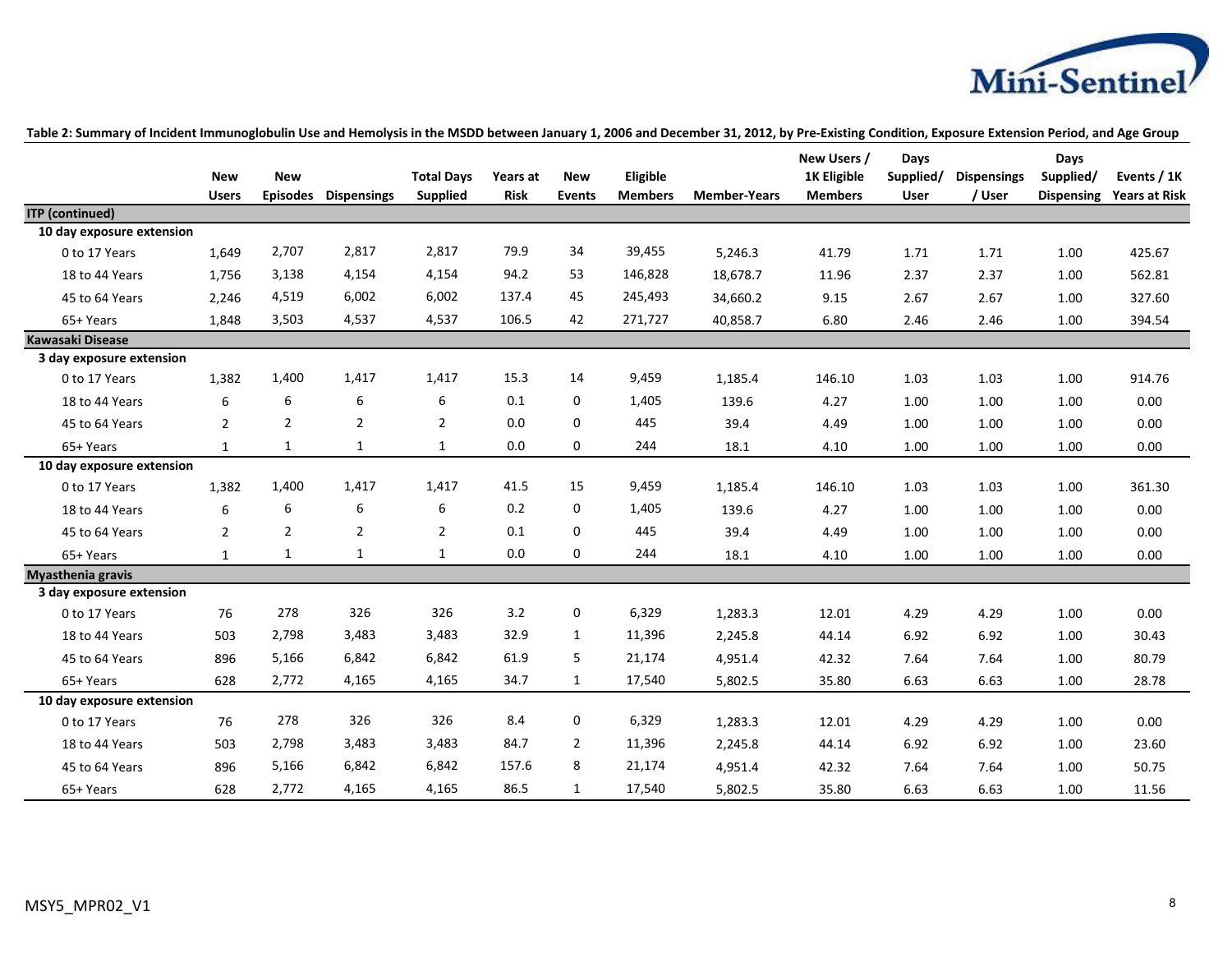**Table 2: Summary of Incident Immunoglobulin Use and Hemolysis in the MSDD between January 1, 2006 and December 31, 2012, by Pre-Existing Condition, Exposure Extension Period, and Age Group**

| | New Users | New Episodes | Dispensings | Total Days Supplied | Years at Risk | New Events | Eligible Members | Member-Years | New Users / 1K Eligible Members | Days Supplied/ User | Dispensings / User | Days Supplied/ Dispensing | Events / 1K Years at Risk |
|---|---|---|---|---|---|---|---|---|---|---|---|---|---|
| **ITP (continued)** | | | | | | | | | | | | | |
| **10 day exposure extension** | | | | | | | | | | | | | |
| 0 to 17 Years | 1,649 | 2,707 | 2,817 | 2,817 | 79.9 | 34 | 39,455 | 5,246.3 | 41.79 | 1.71 | 1.71 | 1.00 | 425.67 |
| 18 to 44 Years | 1,756 | 3,138 | 4,154 | 4,154 | 94.2 | 53 | 146,828 | 18,678.7 | 11.96 | 2.37 | 2.37 | 1.00 | 562.81 |
| 45 to 64 Years | 2,246 | 4,519 | 6,002 | 6,002 | 137.4 | 45 | 245,493 | 34,660.2 | 9.15 | 2.67 | 2.67 | 1.00 | 327.60 |
| 65+ Years | 1,848 | 3,503 | 4,537 | 4,537 | 106.5 | 42 | 271,727 | 40,858.7 | 6.80 | 2.46 | 2.46 | 1.00 | 394.54 |
| **Kawasaki Disease** | | | | | | | | | | | | | |
| **3 day exposure extension** | | | | | | | | | | | | | |
| 0 to 17 Years | 1,382 | 1,400 | 1,417 | 1,417 | 15.3 | 14 | 9,459 | 1,185.4 | 146.10 | 1.03 | 1.03 | 1.00 | 914.76 |
| 18 to 44 Years | 6 | 6 | 6 | 6 | 0.1 | 0 | 1,405 | 139.6 | 4.27 | 1.00 | 1.00 | 1.00 | 0.00 |
| 45 to 64 Years | 2 | 2 | 2 | 2 | 0.0 | 0 | 445 | 39.4 | 4.49 | 1.00 | 1.00 | 1.00 | 0.00 |
| 65+ Years | 1 | 1 | 1 | 1 | 0.0 | 0 | 244 | 18.1 | 4.10 | 1.00 | 1.00 | 1.00 | 0.00 |
| **10 day exposure extension** | | | | | | | | | | | | | |
| 0 to 17 Years | 1,382 | 1,400 | 1,417 | 1,417 | 41.5 | 15 | 9,459 | 1,185.4 | 146.10 | 1.03 | 1.03 | 1.00 | 361.30 |
| 18 to 44 Years | 6 | 6 | 6 | 6 | 0.2 | 0 | 1,405 | 139.6 | 4.27 | 1.00 | 1.00 | 1.00 | 0.00 |
| 45 to 64 Years | 2 | 2 | 2 | 2 | 0.1 | 0 | 445 | 39.4 | 4.49 | 1.00 | 1.00 | 1.00 | 0.00 |
| 65+ Years | 1 | 1 | 1 | 1 | 0.0 | 0 | 244 | 18.1 | 4.10 | 1.00 | 1.00 | 1.00 | 0.00 |
| **Myasthenia gravis** | | | | | | | | | | | | | |
| **3 day exposure extension** | | | | | | | | | | | | | |
| 0 to 17 Years | 76 | 278 | 326 | 326 | 3.2 | 0 | 6,329 | 1,283.3 | 12.01 | 4.29 | 4.29 | 1.00 | 0.00 |
| 18 to 44 Years | 503 | 2,798 | 3,483 | 3,483 | 32.9 | 1 | 11,396 | 2,245.8 | 44.14 | 6.92 | 6.92 | 1.00 | 30.43 |
| 45 to 64 Years | 896 | 5,166 | 6,842 | 6,842 | 61.9 | 5 | 21,174 | 4,951.4 | 42.32 | 7.64 | 7.64 | 1.00 | 80.79 |
| 65+ Years | 628 | 2,772 | 4,165 | 4,165 | 34.7 | 1 | 17,540 | 5,802.5 | 35.80 | 6.63 | 6.63 | 1.00 | 28.78 |
| **10 day exposure extension** | | | | | | | | | | | | | |
| 0 to 17 Years | 76 | 278 | 326 | 326 | 8.4 | 0 | 6,329 | 1,283.3 | 12.01 | 4.29 | 4.29 | 1.00 | 0.00 |
| 18 to 44 Years | 503 | 2,798 | 3,483 | 3,483 | 84.7 | 2 | 11,396 | 2,245.8 | 44.14 | 6.92 | 6.92 | 1.00 | 23.60 |
| 45 to 64 Years | 896 | 5,166 | 6,842 | 6,842 | 157.6 | 8 | 21,174 | 4,951.4 | 42.32 | 7.64 | 7.64 | 1.00 | 50.75 |
| 65+ Years | 628 | 2,772 | 4,165 | 4,165 | 86.5 | 1 | 17,540 | 5,802.5 | 35.80 | 6.63 | 6.63 | 1.00 | 11.56 |

MSY5_MPR02_V1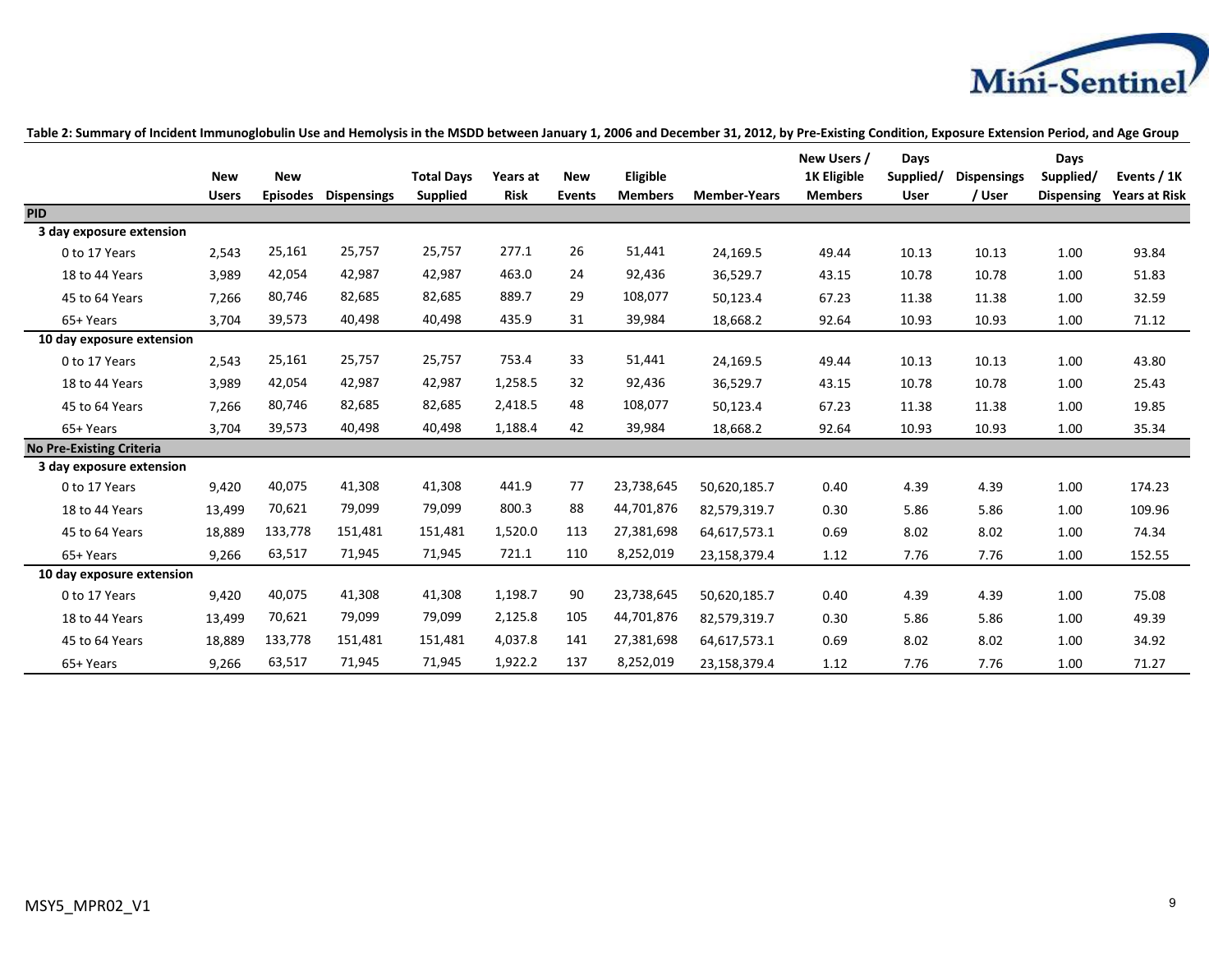**Table 2: Summary of Incident Immunoglobulin Use and Hemolysis in the MSDD between January 1, 2006 and December 31, 2012, by Pre-Existing Condition, Exposure Extension Period, and Age Group**

| | New Users | New Episodes | Dispensings | Total Days Supplied | Years at Risk | New Events | Eligible Members | Member-Years | New Users / 1K Eligible Members | Days Supplied/ User | Dispensings / User | Days Supplied/ Dispensing | Events / 1K Years at Risk |
|---|---|---|---|---|---|---|---|---|---|---|---|---|---|
| **PID** | | | | | | | | | | | | | |
| **3 day exposure extension** | | | | | | | | | | | | | |
| 0 to 17 Years | 2,543 | 25,161 | 25,757 | 25,757 | 277.1 | 26 | 51,441 | 24,169.5 | 49.44 | 10.13 | 10.13 | 1.00 | 93.84 |
| 18 to 44 Years | 3,989 | 42,054 | 42,987 | 42,987 | 463.0 | 24 | 92,436 | 36,529.7 | 43.15 | 10.78 | 10.78 | 1.00 | 51.83 |
| 45 to 64 Years | 7,266 | 80,746 | 82,685 | 82,685 | 889.7 | 29 | 108,077 | 50,123.4 | 67.23 | 11.38 | 11.38 | 1.00 | 32.59 |
| 65+ Years | 3,704 | 39,573 | 40,498 | 40,498 | 435.9 | 31 | 39,984 | 18,668.2 | 92.64 | 10.93 | 10.93 | 1.00 | 71.12 |
| **10 day exposure extension** | | | | | | | | | | | | | |
| 0 to 17 Years | 2,543 | 25,161 | 25,757 | 25,757 | 753.4 | 33 | 51,441 | 24,169.5 | 49.44 | 10.13 | 10.13 | 1.00 | 43.80 |
| 18 to 44 Years | 3,989 | 42,054 | 42,987 | 42,987 | 1,258.5 | 32 | 92,436 | 36,529.7 | 43.15 | 10.78 | 10.78 | 1.00 | 25.43 |
| 45 to 64 Years | 7,266 | 80,746 | 82,685 | 82,685 | 2,418.5 | 48 | 108,077 | 50,123.4 | 67.23 | 11.38 | 11.38 | 1.00 | 19.85 |
| 65+ Years | 3,704 | 39,573 | 40,498 | 40,498 | 1,188.4 | 42 | 39,984 | 18,668.2 | 92.64 | 10.93 | 10.93 | 1.00 | 35.34 |
| **No Pre-Existing Criteria** | | | | | | | | | | | | | |
| **3 day exposure extension** | | | | | | | | | | | | | |
| 0 to 17 Years | 9,420 | 40,075 | 41,308 | 41,308 | 441.9 | 77 | 23,738,645 | 50,620,185.7 | 0.40 | 4.39 | 4.39 | 1.00 | 174.23 |
| 18 to 44 Years | 13,499 | 70,621 | 79,099 | 79,099 | 800.3 | 88 | 44,701,876 | 82,579,319.7 | 0.30 | 5.86 | 5.86 | 1.00 | 109.96 |
| 45 to 64 Years | 18,889 | 133,778 | 151,481 | 151,481 | 1,520.0 | 113 | 27,381,698 | 64,617,573.1 | 0.69 | 8.02 | 8.02 | 1.00 | 74.34 |
| 65+ Years | 9,266 | 63,517 | 71,945 | 71,945 | 721.1 | 110 | 8,252,019 | 23,158,379.4 | 1.12 | 7.76 | 7.76 | 1.00 | 152.55 |
| **10 day exposure extension** | | | | | | | | | | | | | |
| 0 to 17 Years | 9,420 | 40,075 | 41,308 | 41,308 | 1,198.7 | 90 | 23,738,645 | 50,620,185.7 | 0.40 | 4.39 | 4.39 | 1.00 | 75.08 |
| 18 to 44 Years | 13,499 | 70,621 | 79,099 | 79,099 | 2,125.8 | 105 | 44,701,876 | 82,579,319.7 | 0.30 | 5.86 | 5.86 | 1.00 | 49.39 |
| 45 to 64 Years | 18,889 | 133,778 | 151,481 | 151,481 | 4,037.8 | 141 | 27,381,698 | 64,617,573.1 | 0.69 | 8.02 | 8.02 | 1.00 | 34.92 |
| 65+ Years | 9,266 | 63,517 | 71,945 | 71,945 | 1,922.2 | 137 | 8,252,019 | 23,158,379.4 | 1.12 | 7.76 | 7.76 | 1.00 | 71.27 |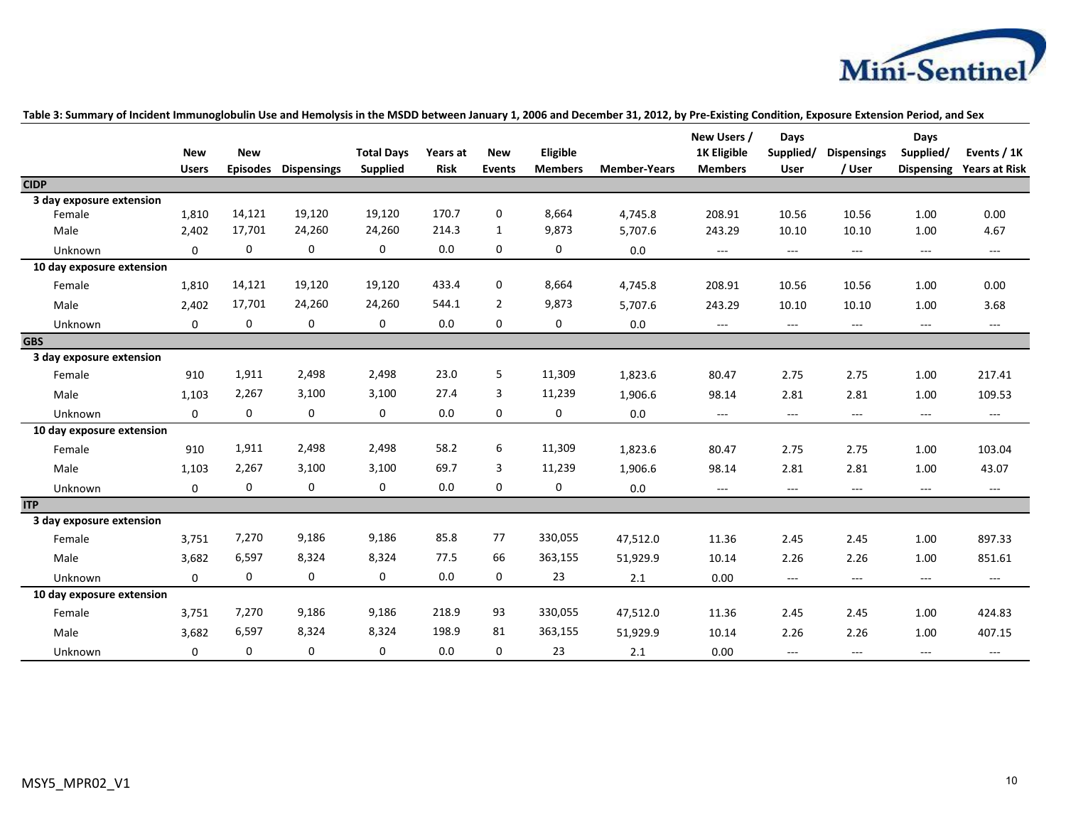**Table 3: Summary of Incident Immunoglobulin Use and Hemolysis in the MSDD between January 1, 2006 and December 31, 2012, by Pre-Existing Condition, Exposure Extension Period, and Sex**

| | New Users | New Episodes | Dispensings | Total Days Supplied | Years at Risk | New Events | Eligible Members | Member-Years | New Users / 1K Eligible Members | Days Supplied/ User | Dispensings / User | Days Supplied/ Dispensing | Events / 1K Years at Risk |
|---|---|---|---|---|---|---|---|---|---|---|---|---|---|
| **CIDP** | | | | | | | | | | | | | |
| **3 day exposure extension** | | | | | | | | | | | | | |
| Female | 1,810 | 14,121 | 19,120 | 19,120 | 170.7 | 0 | 8,664 | 4,745.8 | 208.91 | 10.56 | 10.56 | 1.00 | 0.00 |
| Male | 2,402 | 17,701 | 24,260 | 24,260 | 214.3 | 1 | 9,873 | 5,707.6 | 243.29 | 10.10 | 10.10 | 1.00 | 4.67 |
| Unknown | 0 | 0 | 0 | 0 | 0.0 | 0 | 0 | 0.0 | --- | --- | --- | --- | --- |
| **10 day exposure extension** | | | | | | | | | | | | | |
| Female | 1,810 | 14,121 | 19,120 | 19,120 | 433.4 | 0 | 8,664 | 4,745.8 | 208.91 | 10.56 | 10.56 | 1.00 | 0.00 |
| Male | 2,402 | 17,701 | 24,260 | 24,260 | 544.1 | 2 | 9,873 | 5,707.6 | 243.29 | 10.10 | 10.10 | 1.00 | 3.68 |
| Unknown | 0 | 0 | 0 | 0 | 0.0 | 0 | 0 | 0.0 | --- | --- | --- | --- | --- |
| **GBS** | | | | | | | | | | | | | |
| **3 day exposure extension** | | | | | | | | | | | | | |
| Female | 910 | 1,911 | 2,498 | 2,498 | 23.0 | 5 | 11,309 | 1,823.6 | 80.47 | 2.75 | 2.75 | 1.00 | 217.41 |
| Male | 1,103 | 2,267 | 3,100 | 3,100 | 27.4 | 3 | 11,239 | 1,906.6 | 98.14 | 2.81 | 2.81 | 1.00 | 109.53 |
| Unknown | 0 | 0 | 0 | 0 | 0.0 | 0 | 0 | 0.0 | --- | --- | --- | --- | --- |
| **10 day exposure extension** | | | | | | | | | | | | | |
| Female | 910 | 1,911 | 2,498 | 2,498 | 58.2 | 6 | 11,309 | 1,823.6 | 80.47 | 2.75 | 2.75 | 1.00 | 103.04 |
| Male | 1,103 | 2,267 | 3,100 | 3,100 | 69.7 | 3 | 11,239 | 1,906.6 | 98.14 | 2.81 | 2.81 | 1.00 | 43.07 |
| Unknown | 0 | 0 | 0 | 0 | 0.0 | 0 | 0 | 0.0 | --- | --- | --- | --- | --- |
| **ITP** | | | | | | | | | | | | | |
| **3 day exposure extension** | | | | | | | | | | | | | |
| Female | 3,751 | 7,270 | 9,186 | 9,186 | 85.8 | 77 | 330,055 | 47,512.0 | 11.36 | 2.45 | 2.45 | 1.00 | 897.33 |
| Male | 3,682 | 6,597 | 8,324 | 8,324 | 77.5 | 66 | 363,155 | 51,929.9 | 10.14 | 2.26 | 2.26 | 1.00 | 851.61 |
| Unknown | 0 | 0 | 0 | 0 | 0.0 | 0 | 23 | 2.1 | 0.00 | --- | --- | --- | --- |
| **10 day exposure extension** | | | | | | | | | | | | | |
| Female | 3,751 | 7,270 | 9,186 | 9,186 | 218.9 | 93 | 330,055 | 47,512.0 | 11.36 | 2.45 | 2.45 | 1.00 | 424.83 |
| Male | 3,682 | 6,597 | 8,324 | 8,324 | 198.9 | 81 | 363,155 | 51,929.9 | 10.14 | 2.26 | 2.26 | 1.00 | 407.15 |
| Unknown | 0 | 0 | 0 | 0 | 0.0 | 0 | 23 | 2.1 | 0.00 | --- | --- | --- | --- |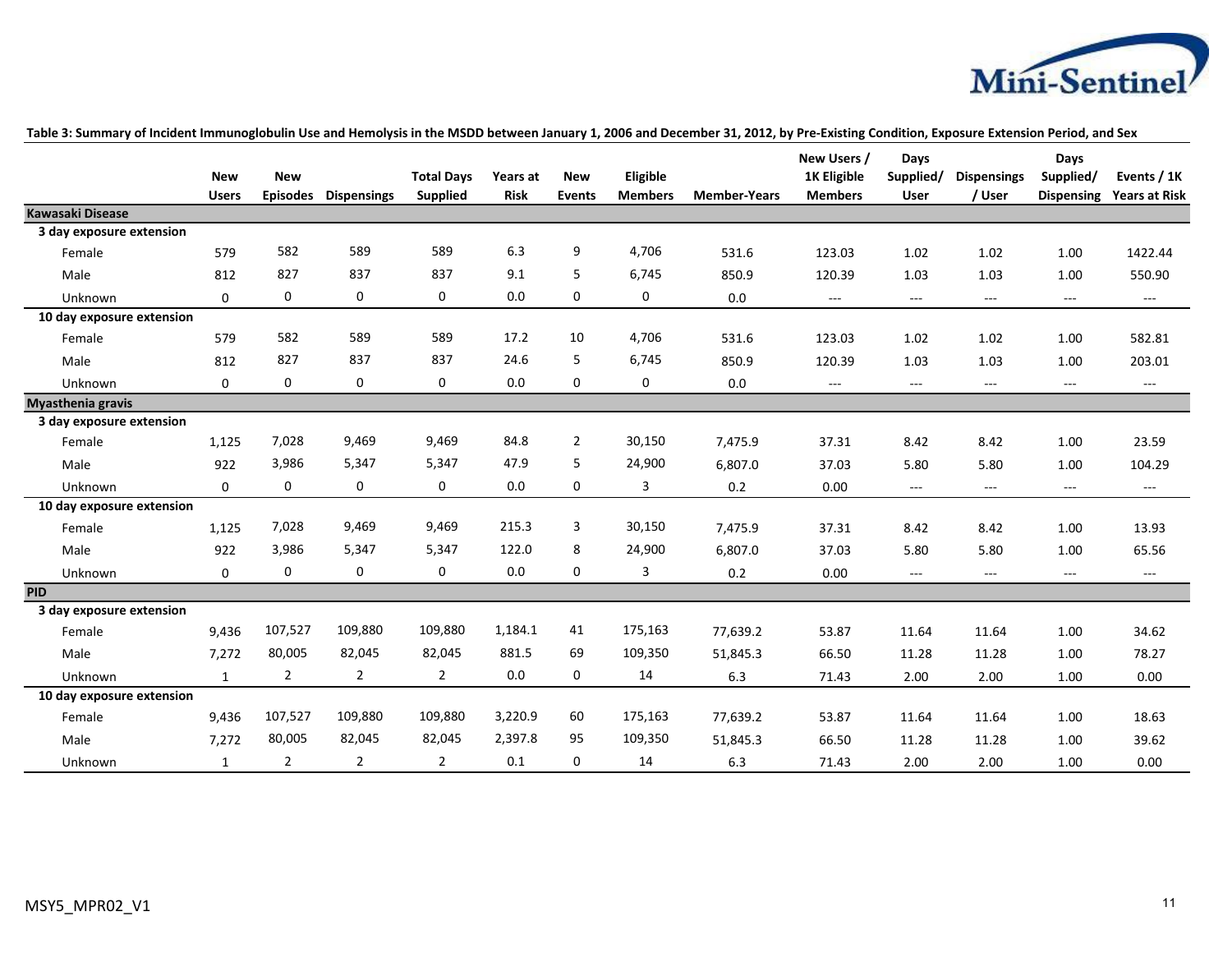**Table 3: Summary of Incident Immunoglobulin Use and Hemolysis in the MSDD between January 1, 2006 and December 31, 2012, by Pre-Existing Condition, Exposure Extension Period, and Sex**

| | New Users | New Episodes | Dispensings | Total Days Supplied | Years at Risk | New Events | Eligible Members | Member-Years | New Users / 1K Eligible Members | Days Supplied/ User | Dispensings / User | Days Supplied/ Dispensing | Events / 1K Years at Risk |
|---|---|---|---|---|---|---|---|---|---|---|---|---|---|
| **Kawasaki Disease** | | | | | | | | | | | | | |
| **3 day exposure extension** | | | | | | | | | | | | | |
| Female | 579 | 582 | 589 | 589 | 6.3 | 9 | 4,706 | 531.6 | 123.03 | 1.02 | 1.02 | 1.00 | 1422.44 |
| Male | 812 | 827 | 837 | 837 | 9.1 | 5 | 6,745 | 850.9 | 120.39 | 1.03 | 1.03 | 1.00 | 550.90 |
| Unknown | 0 | 0 | 0 | 0 | 0.0 | 0 | 0 | 0.0 | --- | --- | --- | --- | --- |
| **10 day exposure extension** | | | | | | | | | | | | | |
| Female | 579 | 582 | 589 | 589 | 17.2 | 10 | 4,706 | 531.6 | 123.03 | 1.02 | 1.02 | 1.00 | 582.81 |
| Male | 812 | 827 | 837 | 837 | 24.6 | 5 | 6,745 | 850.9 | 120.39 | 1.03 | 1.03 | 1.00 | 203.01 |
| Unknown | 0 | 0 | 0 | 0 | 0.0 | 0 | 0 | 0.0 | --- | --- | --- | --- | --- |
| **Myasthenia gravis** | | | | | | | | | | | | | |
| **3 day exposure extension** | | | | | | | | | | | | | |
| Female | 1,125 | 7,028 | 9,469 | 9,469 | 84.8 | 2 | 30,150 | 7,475.9 | 37.31 | 8.42 | 8.42 | 1.00 | 23.59 |
| Male | 922 | 3,986 | 5,347 | 5,347 | 47.9 | 5 | 24,900 | 6,807.0 | 37.03 | 5.80 | 5.80 | 1.00 | 104.29 |
| Unknown | 0 | 0 | 0 | 0 | 0.0 | 0 | 3 | 0.2 | 0.00 | --- | --- | --- | --- |
| **10 day exposure extension** | | | | | | | | | | | | | |
| Female | 1,125 | 7,028 | 9,469 | 9,469 | 215.3 | 3 | 30,150 | 7,475.9 | 37.31 | 8.42 | 8.42 | 1.00 | 13.93 |
| Male | 922 | 3,986 | 5,347 | 5,347 | 122.0 | 8 | 24,900 | 6,807.0 | 37.03 | 5.80 | 5.80 | 1.00 | 65.56 |
| Unknown | 0 | 0 | 0 | 0 | 0.0 | 0 | 3 | 0.2 | 0.00 | --- | --- | --- | --- |
| **PID** | | | | | | | | | | | | | |
| **3 day exposure extension** | | | | | | | | | | | | | |
| Female | 9,436 | 107,527 | 109,880 | 109,880 | 1,184.1 | 41 | 175,163 | 77,639.2 | 53.87 | 11.64 | 11.64 | 1.00 | 34.62 |
| Male | 7,272 | 80,005 | 82,045 | 82,045 | 881.5 | 69 | 109,350 | 51,845.3 | 66.50 | 11.28 | 11.28 | 1.00 | 78.27 |
| Unknown | 1 | 2 | 2 | 2 | 0.0 | 0 | 14 | 6.3 | 71.43 | 2.00 | 2.00 | 1.00 | 0.00 |
| **10 day exposure extension** | | | | | | | | | | | | | |
| Female | 9,436 | 107,527 | 109,880 | 109,880 | 3,220.9 | 60 | 175,163 | 77,639.2 | 53.87 | 11.64 | 11.64 | 1.00 | 18.63 |
| Male | 7,272 | 80,005 | 82,045 | 82,045 | 2,397.8 | 95 | 109,350 | 51,845.3 | 66.50 | 11.28 | 11.28 | 1.00 | 39.62 |
| Unknown | 1 | 2 | 2 | 2 | 0.1 | 0 | 14 | 6.3 | 71.43 | 2.00 | 2.00 | 1.00 | 0.00 |

MSY5_MPR02_V1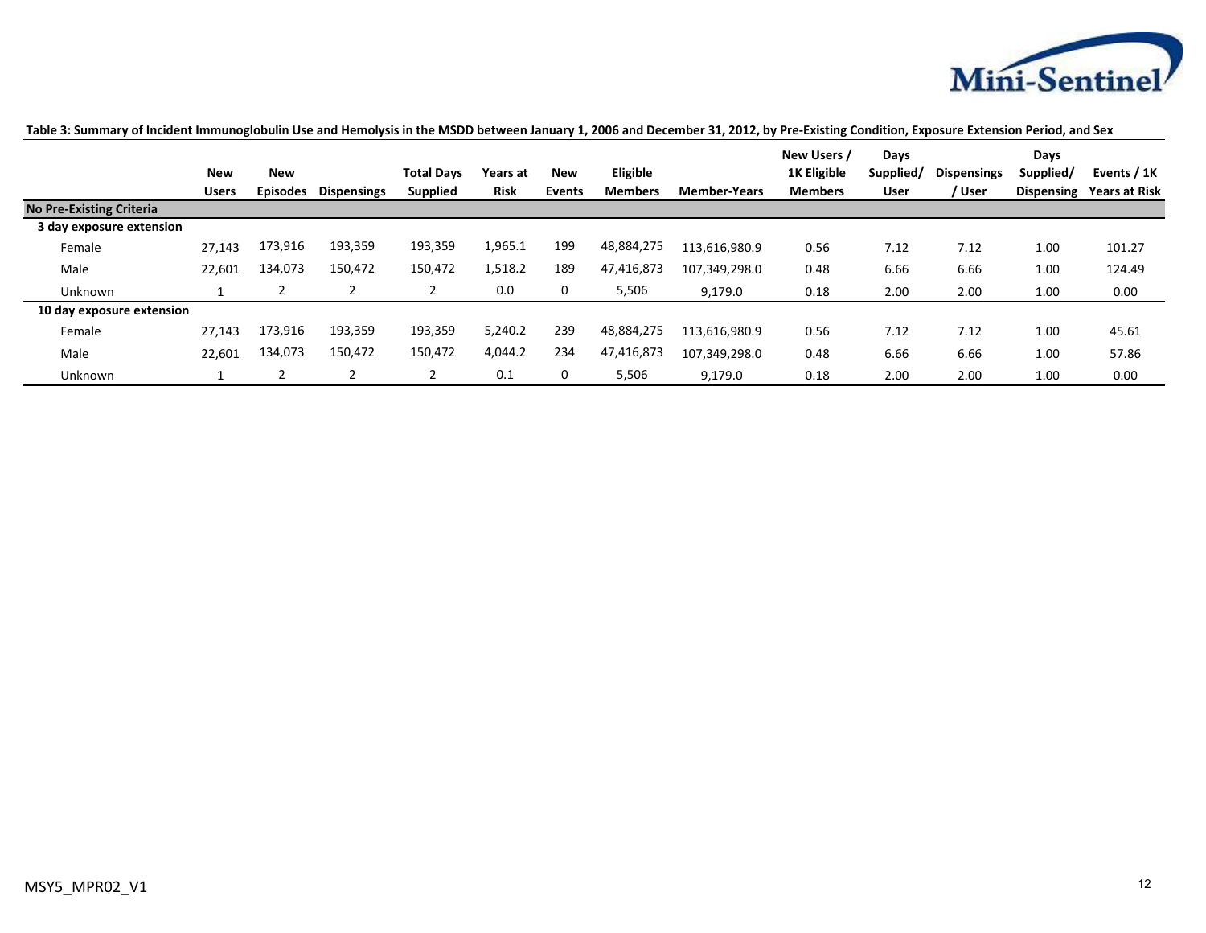**Table 3: Summary of Incident Immunoglobulin Use and Hemolysis in the MSDD between January 1, 2006 and December 31, 2012, by Pre-Existing Condition, Exposure Extension Period, and Sex**

| | New Users | New Episodes | Dispensings | Total Days Supplied | Years at Risk | New Events | Eligible Members | Member-Years | New Users / 1K Eligible Members | Days Supplied/ User | Dispensings / User | Days Supplied/ Dispensing | Events / 1K Years at Risk |
|---|---|---|---|---|---|---|---|---|---|---|---|---|---|
| **No Pre-Existing Criteria** | | | | | | | | | | | | | |
| **3 day exposure extension** | | | | | | | | | | | | | |
| Female | 27,143 | 173,916 | 193,359 | 193,359 | 1,965.1 | 199 | 48,884,275 | 113,616,980.9 | 0.56 | 7.12 | 7.12 | 1.00 | 101.27 |
| Male | 22,601 | 134,073 | 150,472 | 150,472 | 1,518.2 | 189 | 47,416,873 | 107,349,298.0 | 0.48 | 6.66 | 6.66 | 1.00 | 124.49 |
| Unknown | 1 | 2 | 2 | 2 | 0.0 | 0 | 5,506 | 9,179.0 | 0.18 | 2.00 | 2.00 | 1.00 | 0.00 |
| **10 day exposure extension** | | | | | | | | | | | | | |
| Female | 27,143 | 173,916 | 193,359 | 193,359 | 5,240.2 | 239 | 48,884,275 | 113,616,980.9 | 0.56 | 7.12 | 7.12 | 1.00 | 45.61 |
| Male | 22,601 | 134,073 | 150,472 | 150,472 | 4,044.2 | 234 | 47,416,873 | 107,349,298.0 | 0.48 | 6.66 | 6.66 | 1.00 | 57.86 |
| Unknown | 1 | 2 | 2 | 2 | 0.1 | 0 | 5,506 | 9,179.0 | 0.18 | 2.00 | 2.00 | 1.00 | 0.00 |

MSY5_MPR02_V1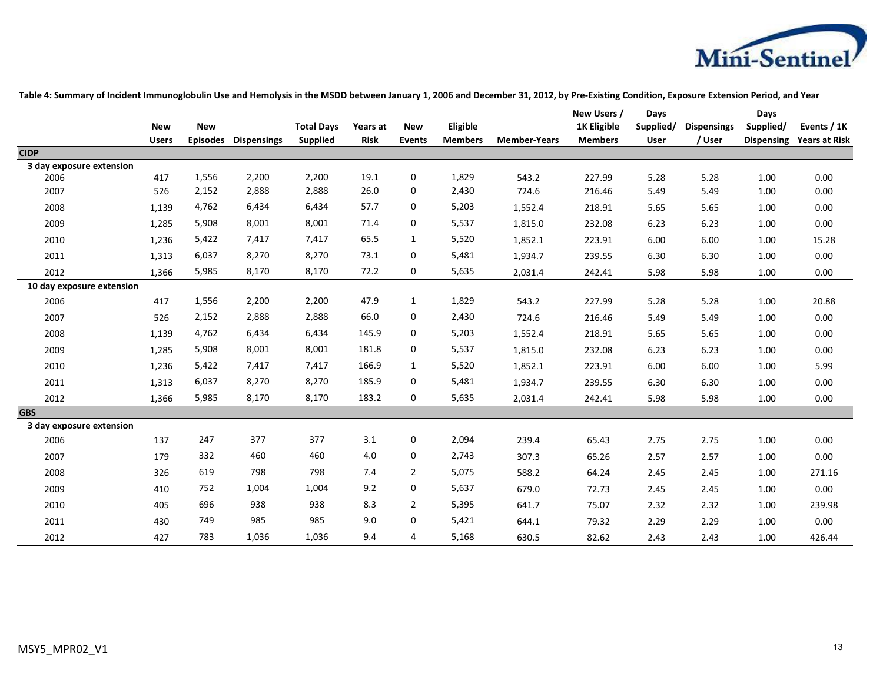**Table 4: Summary of Incident Immunoglobulin Use and Hemolysis in the MSDD between January 1, 2006 and December 31, 2012, by Pre-Existing Condition, Exposure Extension Period, and Year**

| | New Users | New Episodes | Dispensings | Total Days Supplied | Years at Risk | New Events | Eligible Members | Member-Years | New Users / 1K Eligible Members | Days Supplied/ User | Dispensings / User | Days Supplied/ Dispensing | Events / 1K Years at Risk |
|---|---|---|---|---|---|---|---|---|---|---|---|---|---|
| **CIDP** | | | | | | | | | | | | | |
| **3 day exposure extension** | | | | | | | | | | | | | |
| 2006 | 417 | 1,556 | 2,200 | 2,200 | 19.1 | 0 | 1,829 | 543.2 | 227.99 | 5.28 | 5.28 | 1.00 | 0.00 |
| 2007 | 526 | 2,152 | 2,888 | 2,888 | 26.0 | 0 | 2,430 | 724.6 | 216.46 | 5.49 | 5.49 | 1.00 | 0.00 |
| 2008 | 1,139 | 4,762 | 6,434 | 6,434 | 57.7 | 0 | 5,203 | 1,552.4 | 218.91 | 5.65 | 5.65 | 1.00 | 0.00 |
| 2009 | 1,285 | 5,908 | 8,001 | 8,001 | 71.4 | 0 | 5,537 | 1,815.0 | 232.08 | 6.23 | 6.23 | 1.00 | 0.00 |
| 2010 | 1,236 | 5,422 | 7,417 | 7,417 | 65.5 | 1 | 5,520 | 1,852.1 | 223.91 | 6.00 | 6.00 | 1.00 | 15.28 |
| 2011 | 1,313 | 6,037 | 8,270 | 8,270 | 73.1 | 0 | 5,481 | 1,934.7 | 239.55 | 6.30 | 6.30 | 1.00 | 0.00 |
| 2012 | 1,366 | 5,985 | 8,170 | 8,170 | 72.2 | 0 | 5,635 | 2,031.4 | 242.41 | 5.98 | 5.98 | 1.00 | 0.00 |
| **10 day exposure extension** | | | | | | | | | | | | | |
| 2006 | 417 | 1,556 | 2,200 | 2,200 | 47.9 | 1 | 1,829 | 543.2 | 227.99 | 5.28 | 5.28 | 1.00 | 20.88 |
| 2007 | 526 | 2,152 | 2,888 | 2,888 | 66.0 | 0 | 2,430 | 724.6 | 216.46 | 5.49 | 5.49 | 1.00 | 0.00 |
| 2008 | 1,139 | 4,762 | 6,434 | 6,434 | 145.9 | 0 | 5,203 | 1,552.4 | 218.91 | 5.65 | 5.65 | 1.00 | 0.00 |
| 2009 | 1,285 | 5,908 | 8,001 | 8,001 | 181.8 | 0 | 5,537 | 1,815.0 | 232.08 | 6.23 | 6.23 | 1.00 | 0.00 |
| 2010 | 1,236 | 5,422 | 7,417 | 7,417 | 166.9 | 1 | 5,520 | 1,852.1 | 223.91 | 6.00 | 6.00 | 1.00 | 5.99 |
| 2011 | 1,313 | 6,037 | 8,270 | 8,270 | 185.9 | 0 | 5,481 | 1,934.7 | 239.55 | 6.30 | 6.30 | 1.00 | 0.00 |
| 2012 | 1,366 | 5,985 | 8,170 | 8,170 | 183.2 | 0 | 5,635 | 2,031.4 | 242.41 | 5.98 | 5.98 | 1.00 | 0.00 |
| **GBS** | | | | | | | | | | | | | |
| **3 day exposure extension** | | | | | | | | | | | | | |
| 2006 | 137 | 247 | 377 | 377 | 3.1 | 0 | 2,094 | 239.4 | 65.43 | 2.75 | 2.75 | 1.00 | 0.00 |
| 2007 | 179 | 332 | 460 | 460 | 4.0 | 0 | 2,743 | 307.3 | 65.26 | 2.57 | 2.57 | 1.00 | 0.00 |
| 2008 | 326 | 619 | 798 | 798 | 7.4 | 2 | 5,075 | 588.2 | 64.24 | 2.45 | 2.45 | 1.00 | 271.16 |
| 2009 | 410 | 752 | 1,004 | 1,004 | 9.2 | 0 | 5,637 | 679.0 | 72.73 | 2.45 | 2.45 | 1.00 | 0.00 |
| 2010 | 405 | 696 | 938 | 938 | 8.3 | 2 | 5,395 | 641.7 | 75.07 | 2.32 | 2.32 | 1.00 | 239.98 |
| 2011 | 430 | 749 | 985 | 985 | 9.0 | 0 | 5,421 | 644.1 | 79.32 | 2.29 | 2.29 | 1.00 | 0.00 |
| 2012 | 427 | 783 | 1,036 | 1,036 | 9.4 | 4 | 5,168 | 630.5 | 82.62 | 2.43 | 2.43 | 1.00 | 426.44 |

MSY5_MPR02_V1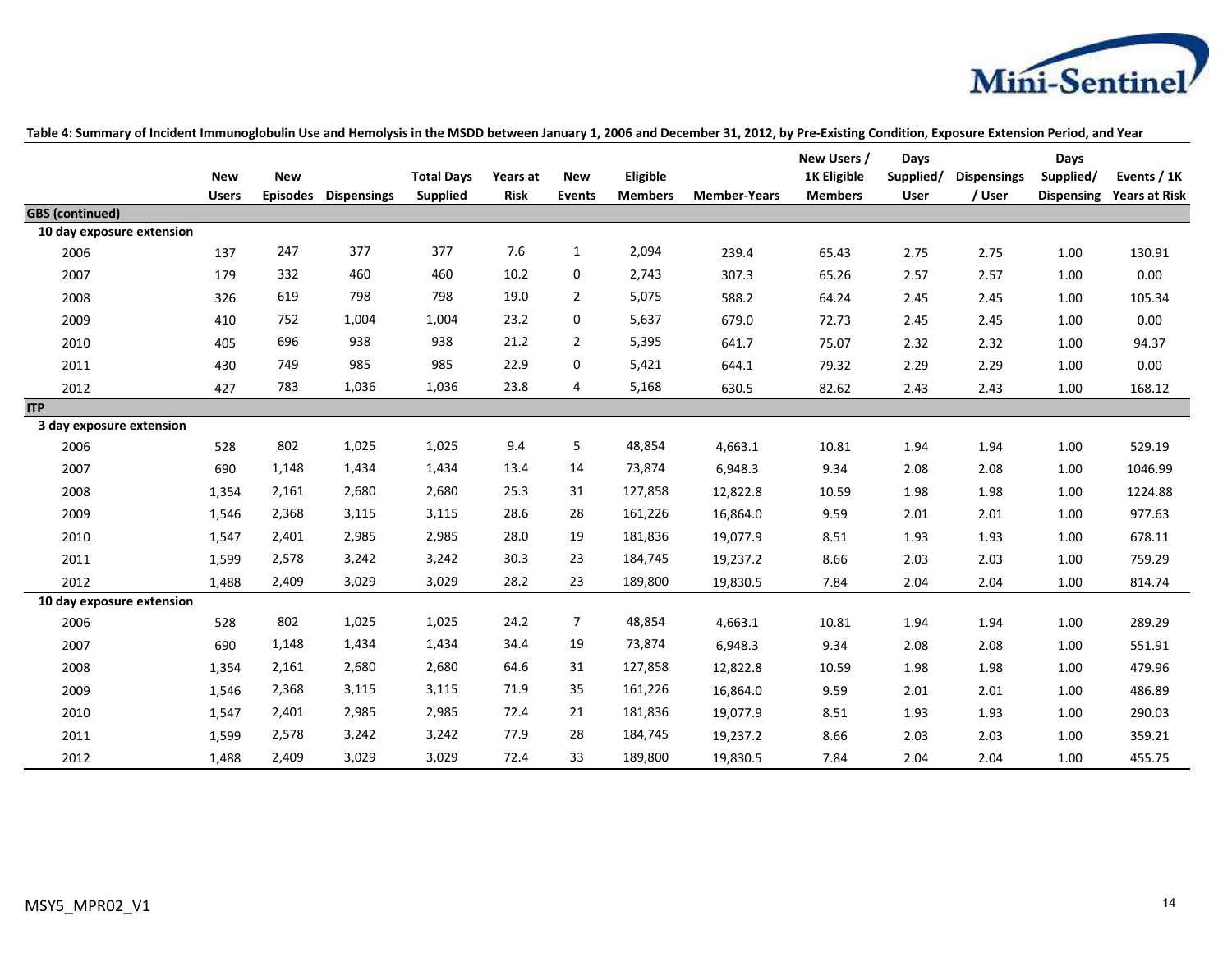**Table 4: Summary of Incident Immunoglobulin Use and Hemolysis in the MSDD between January 1, 2006 and December 31, 2012, by Pre-Existing Condition, Exposure Extension Period, and Year**

| | New Users | New Episodes | Dispensings | Total Days Supplied | Years at Risk | New Events | Eligible Members | Member-Years | New Users / 1K Eligible Members | Days Supplied/ User | Dispensings / User | Days Supplied/ Dispensing | Events / 1K Years at Risk |
|---|---|---|---|---|---|---|---|---|---|---|---|---|---|
| **GBS (continued)** | | | | | | | | | | | | | |
| **10 day exposure extension** | | | | | | | | | | | | | |
| 2006 | 137 | 247 | 377 | 377 | 7.6 | 1 | 2,094 | 239.4 | 65.43 | 2.75 | 2.75 | 1.00 | 130.91 |
| 2007 | 179 | 332 | 460 | 460 | 10.2 | 0 | 2,743 | 307.3 | 65.26 | 2.57 | 2.57 | 1.00 | 0.00 |
| 2008 | 326 | 619 | 798 | 798 | 19.0 | 2 | 5,075 | 588.2 | 64.24 | 2.45 | 2.45 | 1.00 | 105.34 |
| 2009 | 410 | 752 | 1,004 | 1,004 | 23.2 | 0 | 5,637 | 679.0 | 72.73 | 2.45 | 2.45 | 1.00 | 0.00 |
| 2010 | 405 | 696 | 938 | 938 | 21.2 | 2 | 5,395 | 641.7 | 75.07 | 2.32 | 2.32 | 1.00 | 94.37 |
| 2011 | 430 | 749 | 985 | 985 | 22.9 | 0 | 5,421 | 644.1 | 79.32 | 2.29 | 2.29 | 1.00 | 0.00 |
| 2012 | 427 | 783 | 1,036 | 1,036 | 23.8 | 4 | 5,168 | 630.5 | 82.62 | 2.43 | 2.43 | 1.00 | 168.12 |
| **ITP** | | | | | | | | | | | | | |
| **3 day exposure extension** | | | | | | | | | | | | | |
| 2006 | 528 | 802 | 1,025 | 1,025 | 9.4 | 5 | 48,854 | 4,663.1 | 10.81 | 1.94 | 1.94 | 1.00 | 529.19 |
| 2007 | 690 | 1,148 | 1,434 | 1,434 | 13.4 | 14 | 73,874 | 6,948.3 | 9.34 | 2.08 | 2.08 | 1.00 | 1046.99 |
| 2008 | 1,354 | 2,161 | 2,680 | 2,680 | 25.3 | 31 | 127,858 | 12,822.8 | 10.59 | 1.98 | 1.98 | 1.00 | 1224.88 |
| 2009 | 1,546 | 2,368 | 3,115 | 3,115 | 28.6 | 28 | 161,226 | 16,864.0 | 9.59 | 2.01 | 2.01 | 1.00 | 977.63 |
| 2010 | 1,547 | 2,401 | 2,985 | 2,985 | 28.0 | 19 | 181,836 | 19,077.9 | 8.51 | 1.93 | 1.93 | 1.00 | 678.11 |
| 2011 | 1,599 | 2,578 | 3,242 | 3,242 | 30.3 | 23 | 184,745 | 19,237.2 | 8.66 | 2.03 | 2.03 | 1.00 | 759.29 |
| 2012 | 1,488 | 2,409 | 3,029 | 3,029 | 28.2 | 23 | 189,800 | 19,830.5 | 7.84 | 2.04 | 2.04 | 1.00 | 814.74 |
| **10 day exposure extension** | | | | | | | | | | | | | |
| 2006 | 528 | 802 | 1,025 | 1,025 | 24.2 | 7 | 48,854 | 4,663.1 | 10.81 | 1.94 | 1.94 | 1.00 | 289.29 |
| 2007 | 690 | 1,148 | 1,434 | 1,434 | 34.4 | 19 | 73,874 | 6,948.3 | 9.34 | 2.08 | 2.08 | 1.00 | 551.91 |
| 2008 | 1,354 | 2,161 | 2,680 | 2,680 | 64.6 | 31 | 127,858 | 12,822.8 | 10.59 | 1.98 | 1.98 | 1.00 | 479.96 |
| 2009 | 1,546 | 2,368 | 3,115 | 3,115 | 71.9 | 35 | 161,226 | 16,864.0 | 9.59 | 2.01 | 2.01 | 1.00 | 486.89 |
| 2010 | 1,547 | 2,401 | 2,985 | 2,985 | 72.4 | 21 | 181,836 | 19,077.9 | 8.51 | 1.93 | 1.93 | 1.00 | 290.03 |
| 2011 | 1,599 | 2,578 | 3,242 | 3,242 | 77.9 | 28 | 184,745 | 19,237.2 | 8.66 | 2.03 | 2.03 | 1.00 | 359.21 |
| 2012 | 1,488 | 2,409 | 3,029 | 3,029 | 72.4 | 33 | 189,800 | 19,830.5 | 7.84 | 2.04 | 2.04 | 1.00 | 455.75 |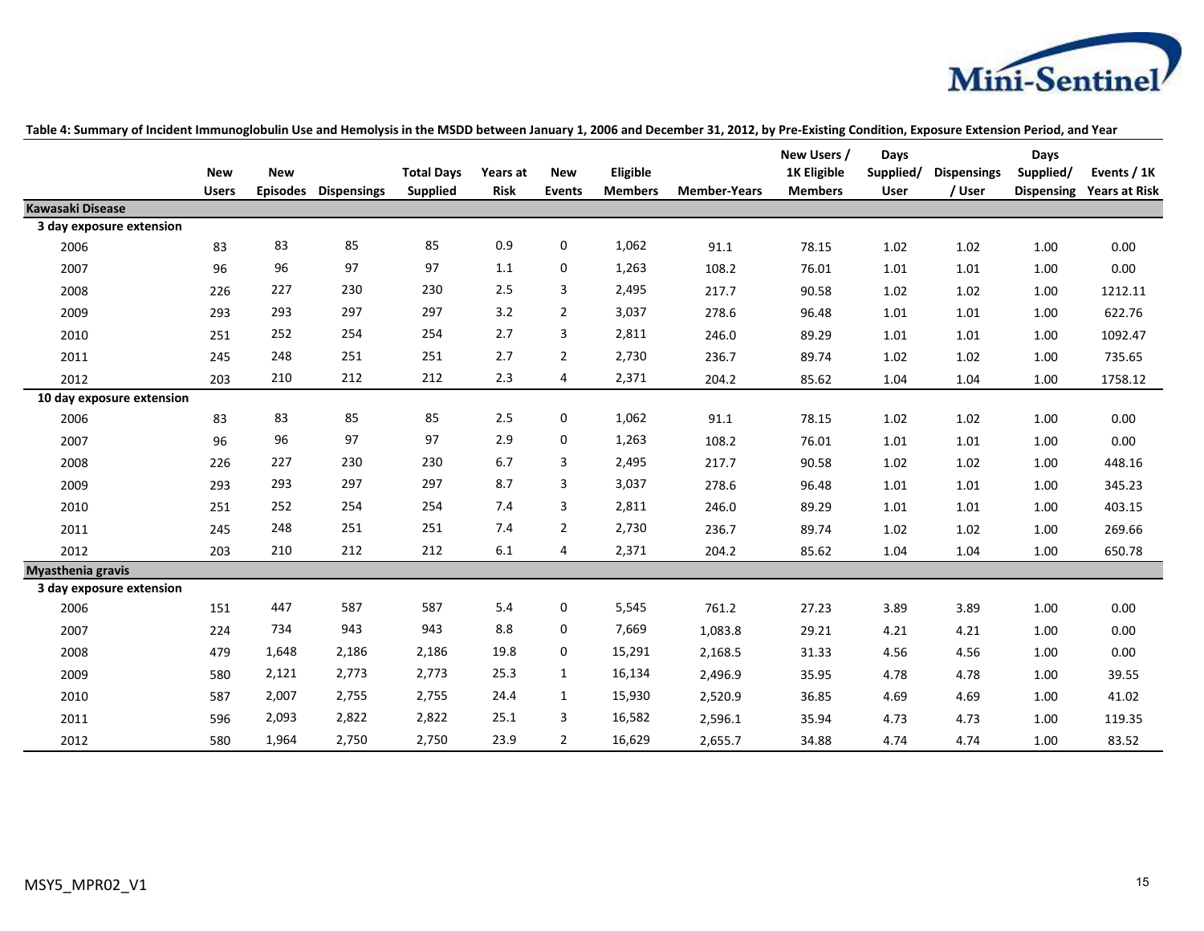**Table 4: Summary of Incident Immunoglobulin Use and Hemolysis in the MSDD between January 1, 2006 and December 31, 2012, by Pre-Existing Condition, Exposure Extension Period, and Year**

| | New Users | New Episodes | Dispensings | Total Days Supplied | Years at Risk | New Events | Eligible Members | Member-Years | New Users / 1K Eligible Members | Days Supplied/ User | Dispensings / User | Days Supplied/ Dispensing | Events / 1K Years at Risk |
|---|---|---|---|---|---|---|---|---|---|---|---|---|---|
| **Kawasaki Disease** | | | | | | | | | | | | | |
| **3 day exposure extension** | | | | | | | | | | | | | |
| 2006 | 83 | 83 | 85 | 85 | 0.9 | 0 | 1,062 | 91.1 | 78.15 | 1.02 | 1.02 | 1.00 | 0.00 |
| 2007 | 96 | 96 | 97 | 97 | 1.1 | 0 | 1,263 | 108.2 | 76.01 | 1.01 | 1.01 | 1.00 | 0.00 |
| 2008 | 226 | 227 | 230 | 230 | 2.5 | 3 | 2,495 | 217.7 | 90.58 | 1.02 | 1.02 | 1.00 | 1212.11 |
| 2009 | 293 | 293 | 297 | 297 | 3.2 | 2 | 3,037 | 278.6 | 96.48 | 1.01 | 1.01 | 1.00 | 622.76 |
| 2010 | 251 | 252 | 254 | 254 | 2.7 | 3 | 2,811 | 246.0 | 89.29 | 1.01 | 1.01 | 1.00 | 1092.47 |
| 2011 | 245 | 248 | 251 | 251 | 2.7 | 2 | 2,730 | 236.7 | 89.74 | 1.02 | 1.02 | 1.00 | 735.65 |
| 2012 | 203 | 210 | 212 | 212 | 2.3 | 4 | 2,371 | 204.2 | 85.62 | 1.04 | 1.04 | 1.00 | 1758.12 |
| **10 day exposure extension** | | | | | | | | | | | | | |
| 2006 | 83 | 83 | 85 | 85 | 2.5 | 0 | 1,062 | 91.1 | 78.15 | 1.02 | 1.02 | 1.00 | 0.00 |
| 2007 | 96 | 96 | 97 | 97 | 2.9 | 0 | 1,263 | 108.2 | 76.01 | 1.01 | 1.01 | 1.00 | 0.00 |
| 2008 | 226 | 227 | 230 | 230 | 6.7 | 3 | 2,495 | 217.7 | 90.58 | 1.02 | 1.02 | 1.00 | 448.16 |
| 2009 | 293 | 293 | 297 | 297 | 8.7 | 3 | 3,037 | 278.6 | 96.48 | 1.01 | 1.01 | 1.00 | 345.23 |
| 2010 | 251 | 252 | 254 | 254 | 7.4 | 3 | 2,811 | 246.0 | 89.29 | 1.01 | 1.01 | 1.00 | 403.15 |
| 2011 | 245 | 248 | 251 | 251 | 7.4 | 2 | 2,730 | 236.7 | 89.74 | 1.02 | 1.02 | 1.00 | 269.66 |
| 2012 | 203 | 210 | 212 | 212 | 6.1 | 4 | 2,371 | 204.2 | 85.62 | 1.04 | 1.04 | 1.00 | 650.78 |
| **Myasthenia gravis** | | | | | | | | | | | | | |
| **3 day exposure extension** | | | | | | | | | | | | | |
| 2006 | 151 | 447 | 587 | 587 | 5.4 | 0 | 5,545 | 761.2 | 27.23 | 3.89 | 3.89 | 1.00 | 0.00 |
| 2007 | 224 | 734 | 943 | 943 | 8.8 | 0 | 7,669 | 1,083.8 | 29.21 | 4.21 | 4.21 | 1.00 | 0.00 |
| 2008 | 479 | 1,648 | 2,186 | 2,186 | 19.8 | 0 | 15,291 | 2,168.5 | 31.33 | 4.56 | 4.56 | 1.00 | 0.00 |
| 2009 | 580 | 2,121 | 2,773 | 2,773 | 25.3 | 1 | 16,134 | 2,496.9 | 35.95 | 4.78 | 4.78 | 1.00 | 39.55 |
| 2010 | 587 | 2,007 | 2,755 | 2,755 | 24.4 | 1 | 15,930 | 2,520.9 | 36.85 | 4.69 | 4.69 | 1.00 | 41.02 |
| 2011 | 596 | 2,093 | 2,822 | 2,822 | 25.1 | 3 | 16,582 | 2,596.1 | 35.94 | 4.73 | 4.73 | 1.00 | 119.35 |
| 2012 | 580 | 1,964 | 2,750 | 2,750 | 23.9 | 2 | 16,629 | 2,655.7 | 34.88 | 4.74 | 4.74 | 1.00 | 83.52 |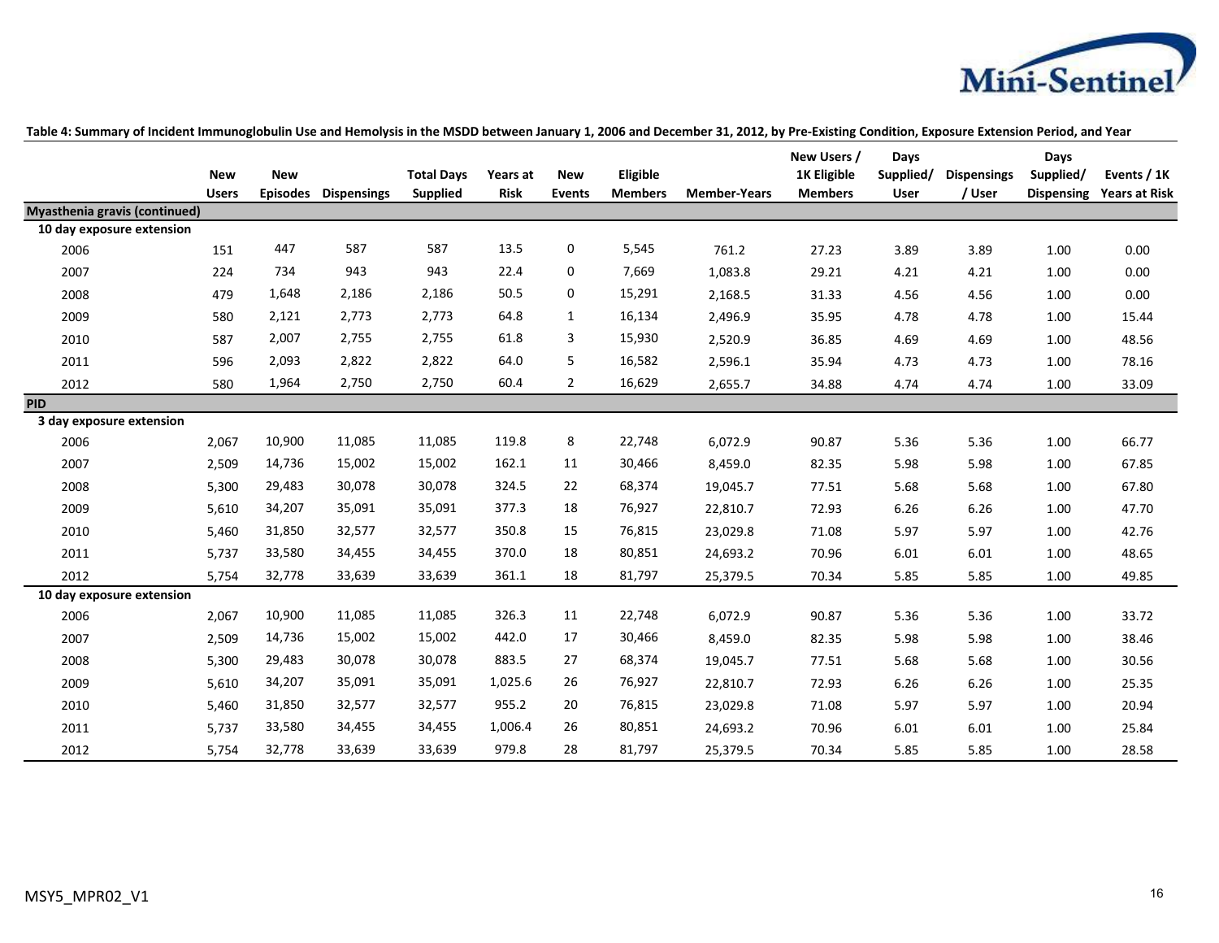**Table 4: Summary of Incident Immunoglobulin Use and Hemolysis in the MSDD between January 1, 2006 and December 31, 2012, by Pre-Existing Condition, Exposure Extension Period, and Year**

| | New Users | New Episodes | Dispensings | Total Days Supplied | Years at Risk | New Events | Eligible Members | Member-Years | New Users / 1K Eligible Members | Days Supplied/ User | Dispensings / User | Days Supplied/ Dispensing | Events / 1K Years at Risk |
|---|---|---|---|---|---|---|---|---|---|---|---|---|---|
| **Myasthenia gravis (continued)** | | | | | | | | | | | | | |
| **10 day exposure extension** | | | | | | | | | | | | | |
| 2006 | 151 | 447 | 587 | 587 | 13.5 | 0 | 5,545 | 761.2 | 27.23 | 3.89 | 3.89 | 1.00 | 0.00 |
| 2007 | 224 | 734 | 943 | 943 | 22.4 | 0 | 7,669 | 1,083.8 | 29.21 | 4.21 | 4.21 | 1.00 | 0.00 |
| 2008 | 479 | 1,648 | 2,186 | 2,186 | 50.5 | 0 | 15,291 | 2,168.5 | 31.33 | 4.56 | 4.56 | 1.00 | 0.00 |
| 2009 | 580 | 2,121 | 2,773 | 2,773 | 64.8 | 1 | 16,134 | 2,496.9 | 35.95 | 4.78 | 4.78 | 1.00 | 15.44 |
| 2010 | 587 | 2,007 | 2,755 | 2,755 | 61.8 | 3 | 15,930 | 2,520.9 | 36.85 | 4.69 | 4.69 | 1.00 | 48.56 |
| 2011 | 596 | 2,093 | 2,822 | 2,822 | 64.0 | 5 | 16,582 | 2,596.1 | 35.94 | 4.73 | 4.73 | 1.00 | 78.16 |
| 2012 | 580 | 1,964 | 2,750 | 2,750 | 60.4 | 2 | 16,629 | 2,655.7 | 34.88 | 4.74 | 4.74 | 1.00 | 33.09 |
| **PID** | | | | | | | | | | | | | |
| **3 day exposure extension** | | | | | | | | | | | | | |
| 2006 | 2,067 | 10,900 | 11,085 | 11,085 | 119.8 | 8 | 22,748 | 6,072.9 | 90.87 | 5.36 | 5.36 | 1.00 | 66.77 |
| 2007 | 2,509 | 14,736 | 15,002 | 15,002 | 162.1 | 11 | 30,466 | 8,459.0 | 82.35 | 5.98 | 5.98 | 1.00 | 67.85 |
| 2008 | 5,300 | 29,483 | 30,078 | 30,078 | 324.5 | 22 | 68,374 | 19,045.7 | 77.51 | 5.68 | 5.68 | 1.00 | 67.80 |
| 2009 | 5,610 | 34,207 | 35,091 | 35,091 | 377.3 | 18 | 76,927 | 22,810.7 | 72.93 | 6.26 | 6.26 | 1.00 | 47.70 |
| 2010 | 5,460 | 31,850 | 32,577 | 32,577 | 350.8 | 15 | 76,815 | 23,029.8 | 71.08 | 5.97 | 5.97 | 1.00 | 42.76 |
| 2011 | 5,737 | 33,580 | 34,455 | 34,455 | 370.0 | 18 | 80,851 | 24,693.2 | 70.96 | 6.01 | 6.01 | 1.00 | 48.65 |
| 2012 | 5,754 | 32,778 | 33,639 | 33,639 | 361.1 | 18 | 81,797 | 25,379.5 | 70.34 | 5.85 | 5.85 | 1.00 | 49.85 |
| **10 day exposure extension** | | | | | | | | | | | | | |
| 2006 | 2,067 | 10,900 | 11,085 | 11,085 | 326.3 | 11 | 22,748 | 6,072.9 | 90.87 | 5.36 | 5.36 | 1.00 | 33.72 |
| 2007 | 2,509 | 14,736 | 15,002 | 15,002 | 442.0 | 17 | 30,466 | 8,459.0 | 82.35 | 5.98 | 5.98 | 1.00 | 38.46 |
| 2008 | 5,300 | 29,483 | 30,078 | 30,078 | 883.5 | 27 | 68,374 | 19,045.7 | 77.51 | 5.68 | 5.68 | 1.00 | 30.56 |
| 2009 | 5,610 | 34,207 | 35,091 | 35,091 | 1,025.6 | 26 | 76,927 | 22,810.7 | 72.93 | 6.26 | 6.26 | 1.00 | 25.35 |
| 2010 | 5,460 | 31,850 | 32,577 | 32,577 | 955.2 | 20 | 76,815 | 23,029.8 | 71.08 | 5.97 | 5.97 | 1.00 | 20.94 |
| 2011 | 5,737 | 33,580 | 34,455 | 34,455 | 1,006.4 | 26 | 80,851 | 24,693.2 | 70.96 | 6.01 | 6.01 | 1.00 | 25.84 |
| 2012 | 5,754 | 32,778 | 33,639 | 33,639 | 979.8 | 28 | 81,797 | 25,379.5 | 70.34 | 5.85 | 5.85 | 1.00 | 28.58 |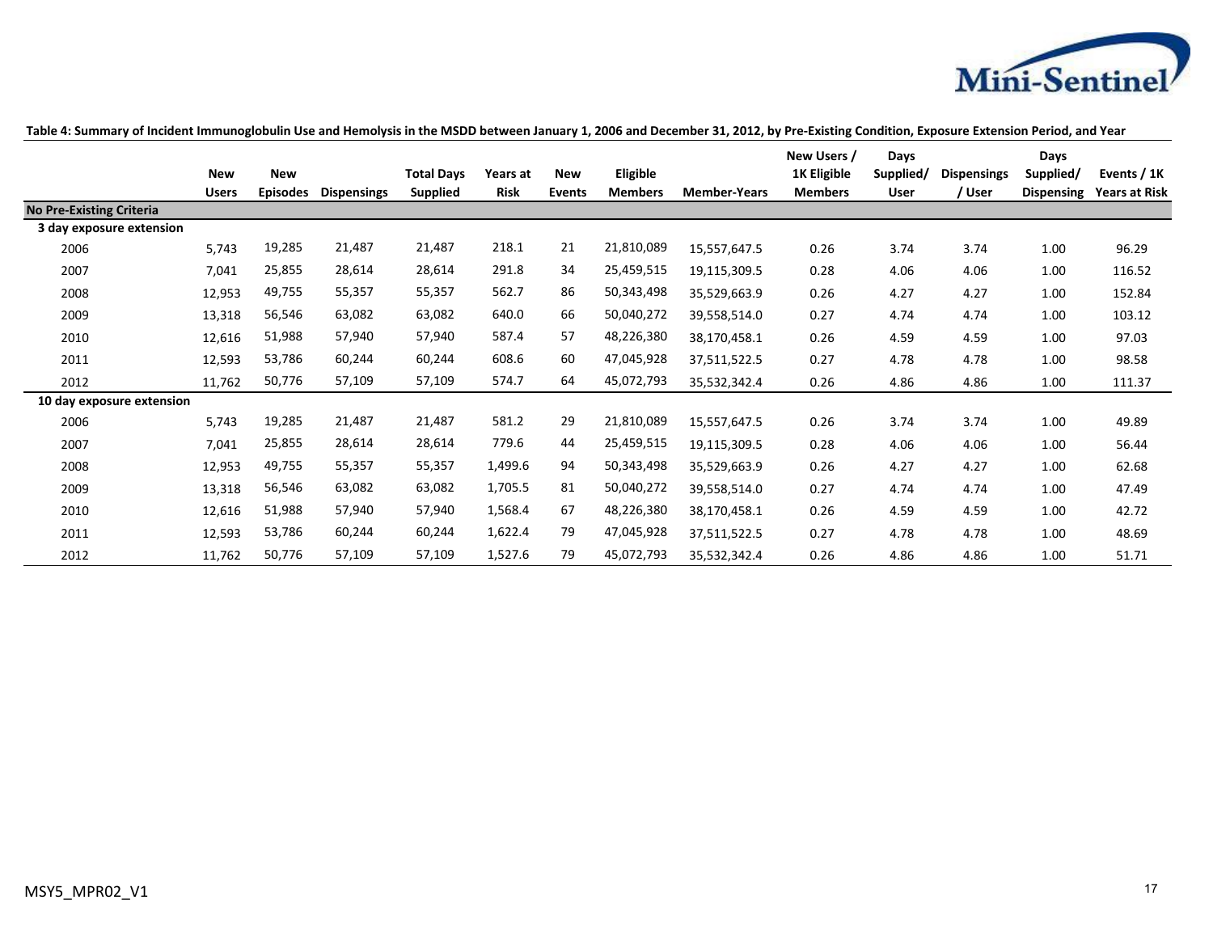**Table 4: Summary of Incident Immunoglobulin Use and Hemolysis in the MSDD between January 1, 2006 and December 31, 2012, by Pre-Existing Condition, Exposure Extension Period, and Year**

| | New Users | New Episodes | Dispensings | Total Days Supplied | Years at Risk | New Events | Eligible Members | Member-Years | New Users / 1K Eligible Members | Days Supplied/ User | Dispensings / User | Days Supplied/ Dispensing | Events / 1K Years at Risk |
|---|---|---|---|---|---|---|---|---|---|---|---|---|---|
| **No Pre-Existing Criteria** | | | | | | | | | | | | | |
| **3 day exposure extension** | | | | | | | | | | | | | |
| 2006 | 5,743 | 19,285 | 21,487 | 21,487 | 218.1 | 21 | 21,810,089 | 15,557,647.5 | 0.26 | 3.74 | 3.74 | 1.00 | 96.29 |
| 2007 | 7,041 | 25,855 | 28,614 | 28,614 | 291.8 | 34 | 25,459,515 | 19,115,309.5 | 0.28 | 4.06 | 4.06 | 1.00 | 116.52 |
| 2008 | 12,953 | 49,755 | 55,357 | 55,357 | 562.7 | 86 | 50,343,498 | 35,529,663.9 | 0.26 | 4.27 | 4.27 | 1.00 | 152.84 |
| 2009 | 13,318 | 56,546 | 63,082 | 63,082 | 640.0 | 66 | 50,040,272 | 39,558,514.0 | 0.27 | 4.74 | 4.74 | 1.00 | 103.12 |
| 2010 | 12,616 | 51,988 | 57,940 | 57,940 | 587.4 | 57 | 48,226,380 | 38,170,458.1 | 0.26 | 4.59 | 4.59 | 1.00 | 97.03 |
| 2011 | 12,593 | 53,786 | 60,244 | 60,244 | 608.6 | 60 | 47,045,928 | 37,511,522.5 | 0.27 | 4.78 | 4.78 | 1.00 | 98.58 |
| 2012 | 11,762 | 50,776 | 57,109 | 57,109 | 574.7 | 64 | 45,072,793 | 35,532,342.4 | 0.26 | 4.86 | 4.86 | 1.00 | 111.37 |
| **10 day exposure extension** | | | | | | | | | | | | | |
| 2006 | 5,743 | 19,285 | 21,487 | 21,487 | 581.2 | 29 | 21,810,089 | 15,557,647.5 | 0.26 | 3.74 | 3.74 | 1.00 | 49.89 |
| 2007 | 7,041 | 25,855 | 28,614 | 28,614 | 779.6 | 44 | 25,459,515 | 19,115,309.5 | 0.28 | 4.06 | 4.06 | 1.00 | 56.44 |
| 2008 | 12,953 | 49,755 | 55,357 | 55,357 | 1,499.6 | 94 | 50,343,498 | 35,529,663.9 | 0.26 | 4.27 | 4.27 | 1.00 | 62.68 |
| 2009 | 13,318 | 56,546 | 63,082 | 63,082 | 1,705.5 | 81 | 50,040,272 | 39,558,514.0 | 0.27 | 4.74 | 4.74 | 1.00 | 47.49 |
| 2010 | 12,616 | 51,988 | 57,940 | 57,940 | 1,568.4 | 67 | 48,226,380 | 38,170,458.1 | 0.26 | 4.59 | 4.59 | 1.00 | 42.72 |
| 2011 | 12,593 | 53,786 | 60,244 | 60,244 | 1,622.4 | 79 | 47,045,928 | 37,511,522.5 | 0.27 | 4.78 | 4.78 | 1.00 | 48.69 |
| 2012 | 11,762 | 50,776 | 57,109 | 57,109 | 1,527.6 | 79 | 45,072,793 | 35,532,342.4 | 0.26 | 4.86 | 4.86 | 1.00 | 51.71 |

MSY5_MPR02_V1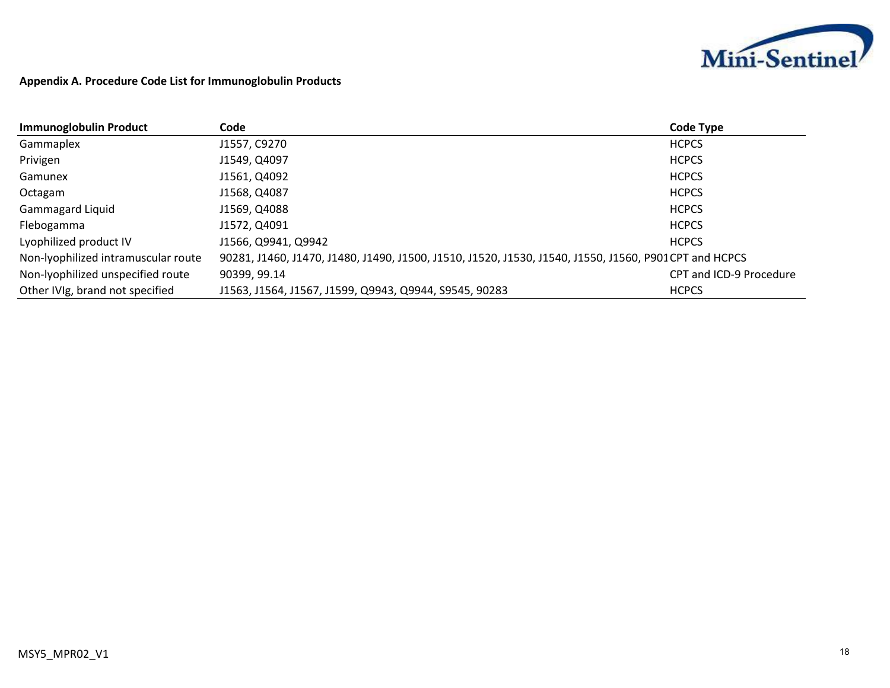**Appendix A. Procedure Code List for Immunoglobulin Products**

| Immunoglobulin Product | Code | Code Type |
|---|---|---|
| Gammaplex | J1557, C9270 | HCPCS |
| Privigen | J1549, Q4097 | HCPCS |
| Gamunex | J1561, Q4092 | HCPCS |
| Octagam | J1568, Q4087 | HCPCS |
| Gammagard Liquid | J1569, Q4088 | HCPCS |
| Flebogamma | J1572, Q4091 | HCPCS |
| Lyophilized product IV | J1566, Q9941, Q9942 | HCPCS |
| Non-lyophilized intramuscular route | 90281, J1460, J1470, J1480, J1490, J1500, J1510, J1520, J1530, J1540, J1550, J1560, P901 | CPT and HCPCS |
| Non-lyophilized unspecified route | 90399, 99.14 | CPT and ICD-9 Procedure |
| Other IVIg, brand not specified | J1563, J1564, J1567, J1599, Q9943, Q9944, S9545, 90283 | HCPCS |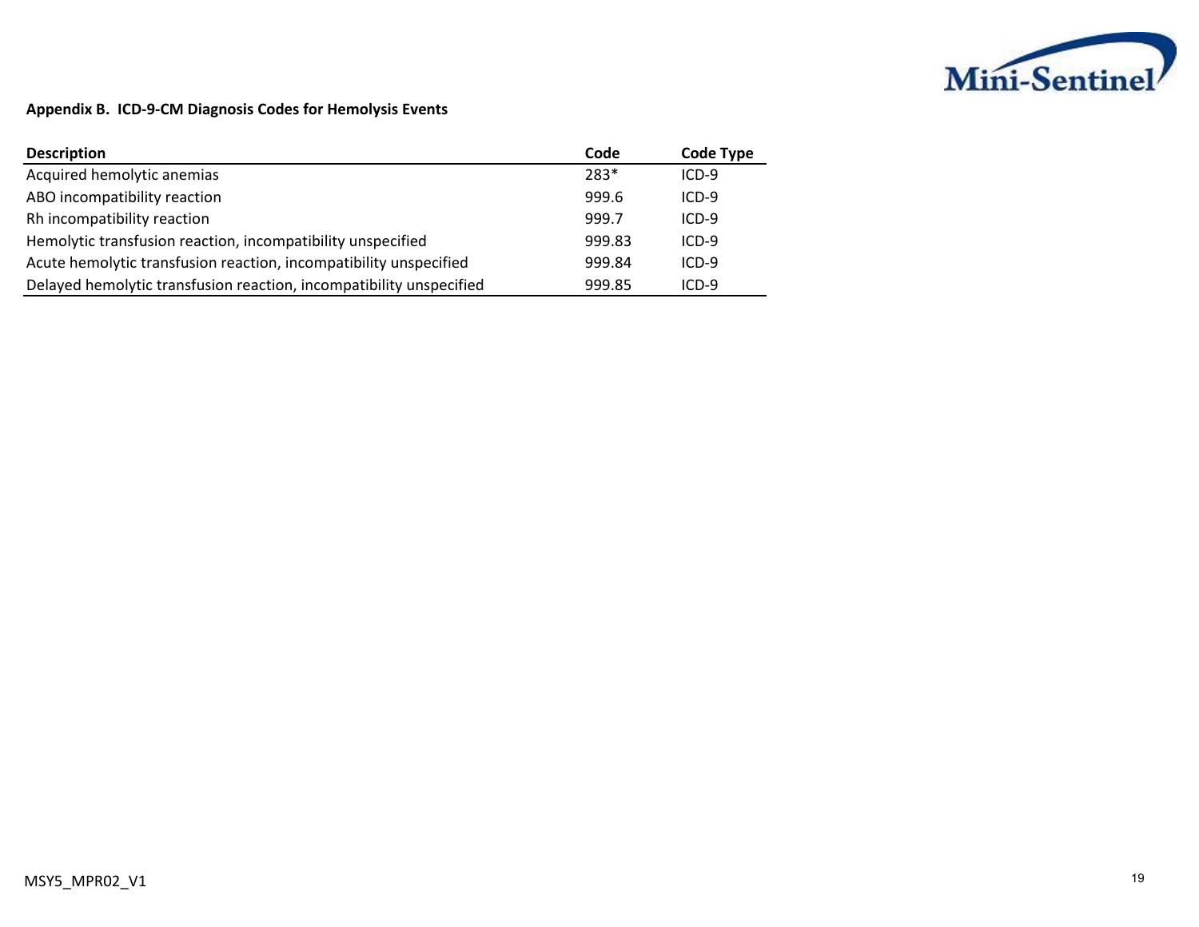**Appendix B. ICD-9-CM Diagnosis Codes for Hemolysis Events**

| Description | Code | Code Type |
|---|---|---|
| Acquired hemolytic anemias | 283* | ICD-9 |
| ABO incompatibility reaction | 999.6 | ICD-9 |
| Rh incompatibility reaction | 999.7 | ICD-9 |
| Hemolytic transfusion reaction, incompatibility unspecified | 999.83 | ICD-9 |
| Acute hemolytic transfusion reaction, incompatibility unspecified | 999.84 | ICD-9 |
| Delayed hemolytic transfusion reaction, incompatibility unspecified | 999.85 | ICD-9 |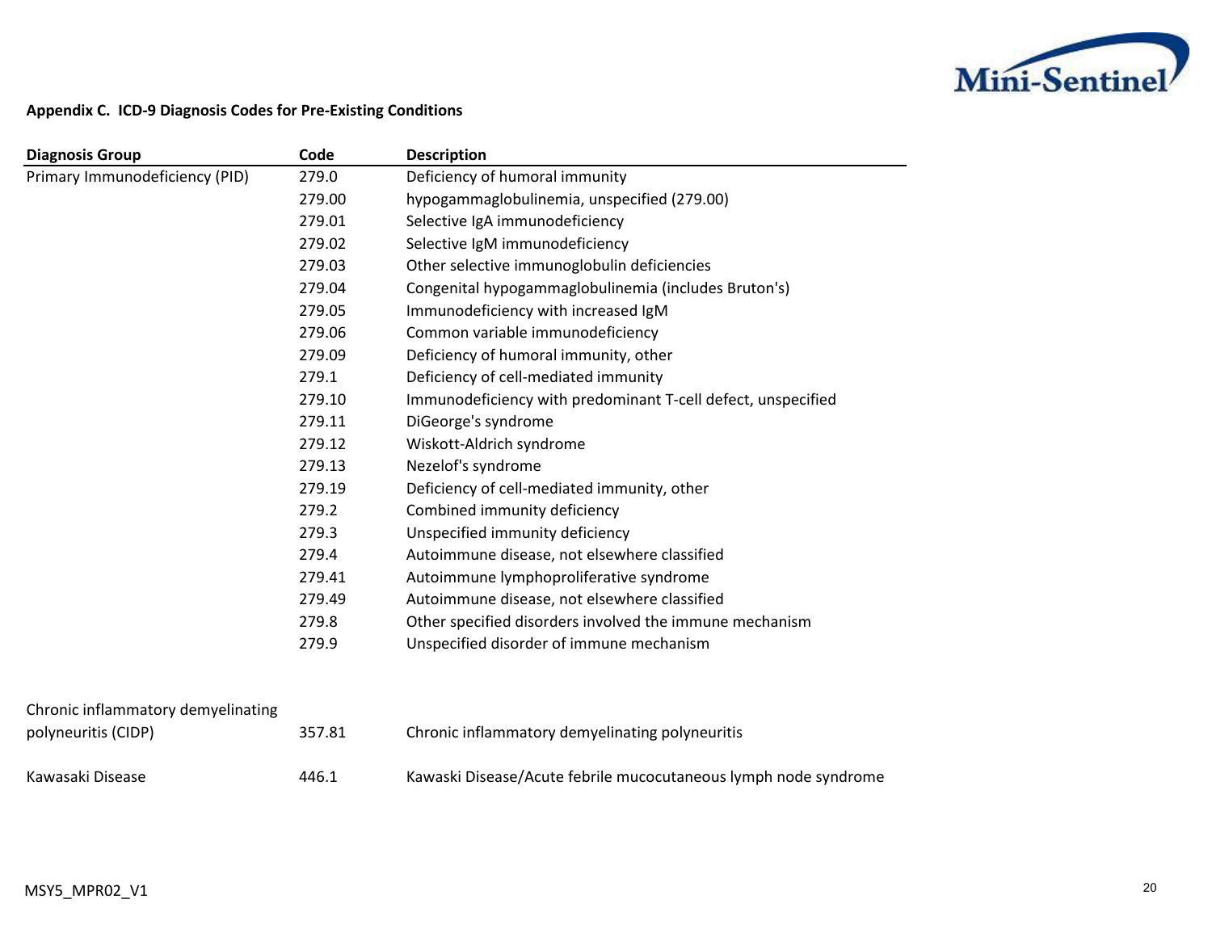**Appendix C. ICD-9 Diagnosis Codes for Pre-Existing Conditions**

| Diagnosis Group | Code | Description |
|---|---|---|
| Primary Immunodeficiency (PID) | 279.0 | Deficiency of humoral immunity |
| | 279.00 | hypogammaglobulinemia, unspecified (279.00) |
| | 279.01 | Selective IgA immunodeficiency |
| | 279.02 | Selective IgM immunodeficiency |
| | 279.03 | Other selective immunoglobulin deficiencies |
| | 279.04 | Congenital hypogammaglobulinemia (includes Bruton's) |
| | 279.05 | Immunodeficiency with increased IgM |
| | 279.06 | Common variable immunodeficiency |
| | 279.09 | Deficiency of humoral immunity, other |
| | 279.1 | Deficiency of cell-mediated immunity |
| | 279.10 | Immunodeficiency with predominant T-cell defect, unspecified |
| | 279.11 | DiGeorge's syndrome |
| | 279.12 | Wiskott-Aldrich syndrome |
| | 279.13 | Nezelof's syndrome |
| | 279.19 | Deficiency of cell-mediated immunity, other |
| | 279.2 | Combined immunity deficiency |
| | 279.3 | Unspecified immunity deficiency |
| | 279.4 | Autoimmune disease, not elsewhere classified |
| | 279.41 | Autoimmune lymphoproliferative syndrome |
| | 279.49 | Autoimmune disease, not elsewhere classified |
| | 279.8 | Other specified disorders involved the immune mechanism |
| | 279.9 | Unspecified disorder of immune mechanism |
| Chronic inflammatory demyelinating polyneuritis (CIDP) | 357.81 | Chronic inflammatory demyelinating polyneuritis |
| Kawasaki Disease | 446.1 | Kawaski Disease/Acute febrile mucocutaneous lymph node syndrome |

MSY5_MPR02_V1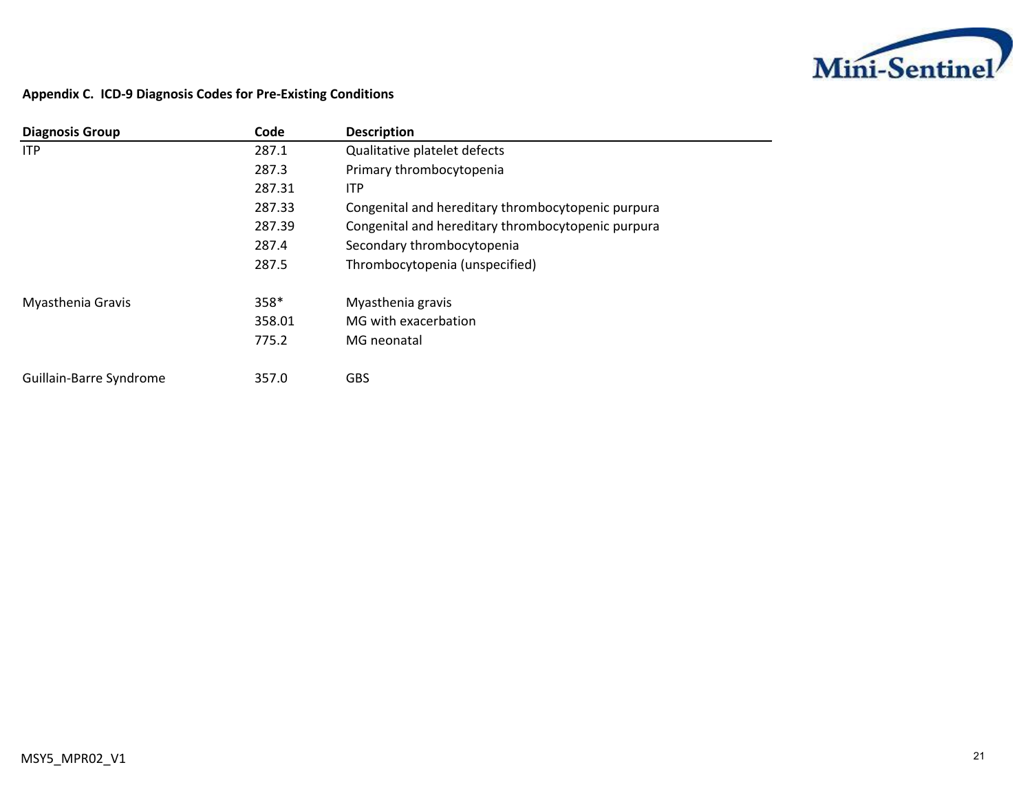**Appendix C. ICD-9 Diagnosis Codes for Pre-Existing Conditions**

| Diagnosis Group | Code | Description |
|---|---|---|
| ITP | 287.1 | Qualitative platelet defects |
| | 287.3 | Primary thrombocytopenia |
| | 287.31 | ITP |
| | 287.33 | Congenital and hereditary thrombocytopenic purpura |
| | 287.39 | Congenital and hereditary thrombocytopenic purpura |
| | 287.4 | Secondary thrombocytopenia |
| | 287.5 | Thrombocytopenia (unspecified) |
| Myasthenia Gravis | 358* | Myasthenia gravis |
| | 358.01 | MG with exacerbation |
| | 775.2 | MG neonatal |
| Guillain-Barre Syndrome | 357.0 | GBS |

MSY5_MPR02_V1